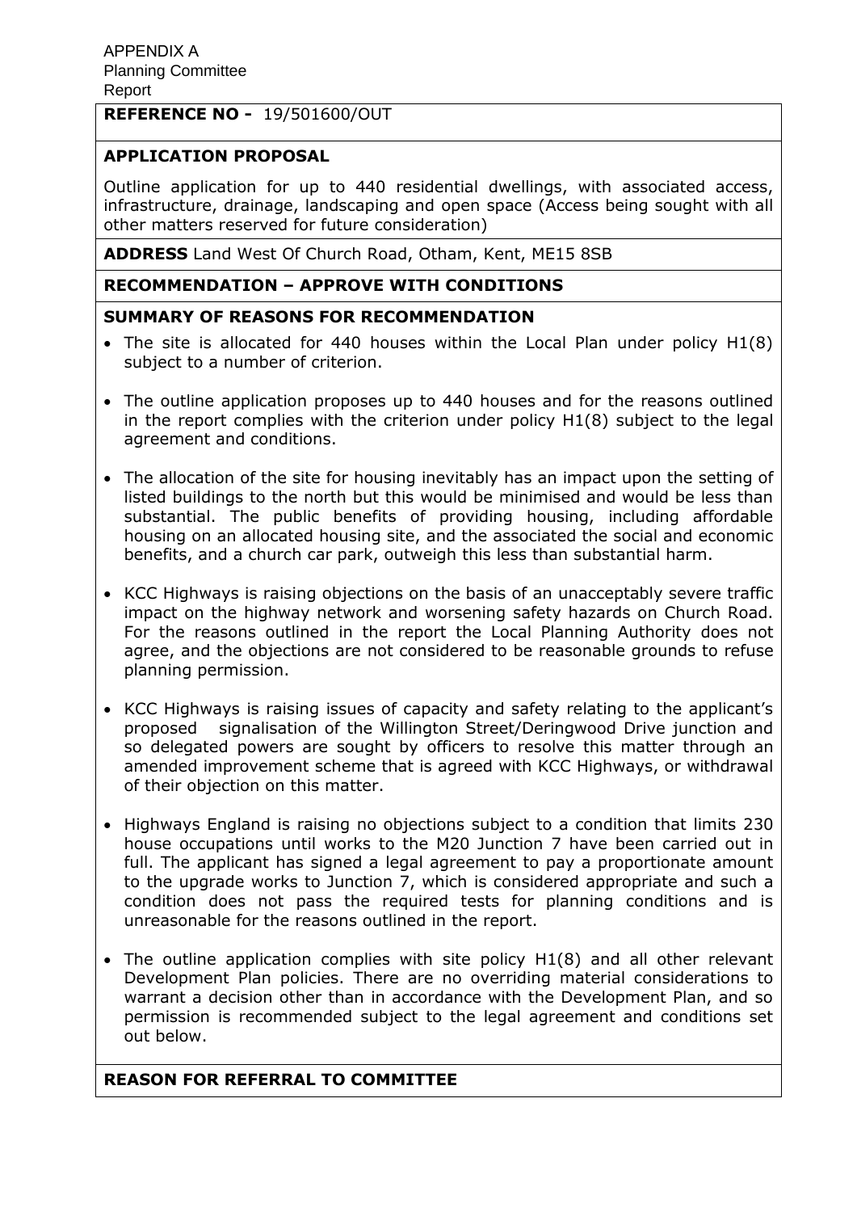APPENDIX A
Planning Committee
Report

**REFERENCE NO -** 19/501600/OUT

**APPLICATION PROPOSAL**

Outline application for up to 440 residential dwellings, with associated access, infrastructure, drainage, landscaping and open space (Access being sought with all other matters reserved for future consideration)

**ADDRESS** Land West Of Church Road, Otham, Kent, ME15 8SB

**RECOMMENDATION – APPROVE WITH CONDITIONS**

**SUMMARY OF REASONS FOR RECOMMENDATION**

- The site is allocated for 440 houses within the Local Plan under policy H1(8) subject to a number of criterion.
- The outline application proposes up to 440 houses and for the reasons outlined in the report complies with the criterion under policy H1(8) subject to the legal agreement and conditions.
- The allocation of the site for housing inevitably has an impact upon the setting of listed buildings to the north but this would be minimised and would be less than substantial. The public benefits of providing housing, including affordable housing on an allocated housing site, and the associated the social and economic benefits, and a church car park, outweigh this less than substantial harm.
- KCC Highways is raising objections on the basis of an unacceptably severe traffic impact on the highway network and worsening safety hazards on Church Road. For the reasons outlined in the report the Local Planning Authority does not agree, and the objections are not considered to be reasonable grounds to refuse planning permission.
- KCC Highways is raising issues of capacity and safety relating to the applicant's proposed signalisation of the Willington Street/Deringwood Drive junction and so delegated powers are sought by officers to resolve this matter through an amended improvement scheme that is agreed with KCC Highways, or withdrawal of their objection on this matter.
- Highways England is raising no objections subject to a condition that limits 230 house occupations until works to the M20 Junction 7 have been carried out in full. The applicant has signed a legal agreement to pay a proportionate amount to the upgrade works to Junction 7, which is considered appropriate and such a condition does not pass the required tests for planning conditions and is unreasonable for the reasons outlined in the report.
- The outline application complies with site policy H1(8) and all other relevant Development Plan policies. There are no overriding material considerations to warrant a decision other than in accordance with the Development Plan, and so permission is recommended subject to the legal agreement and conditions set out below.

**REASON FOR REFERRAL TO COMMITTEE**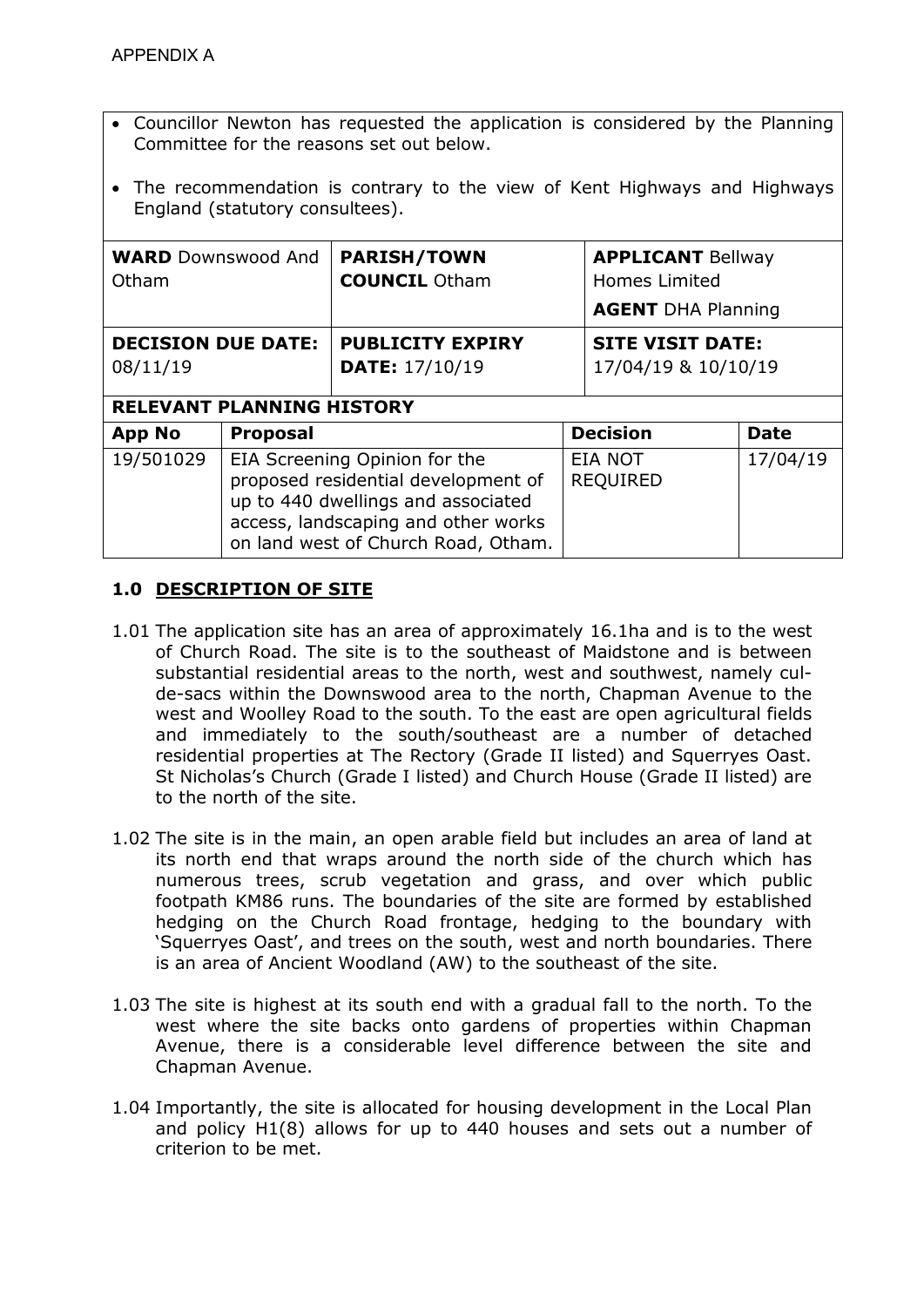APPENDIX A

- Councillor Newton has requested the application is considered by the Planning Committee for the reasons set out below.
- The recommendation is contrary to the view of Kent Highways and Highways England (statutory consultees).

| **WARD** Downswood And Otham | **PARISH/TOWN COUNCIL** Otham | **APPLICANT** Bellway Homes Limited<br>**AGENT** DHA Planning |
|---|---|---|
| **DECISION DUE DATE:** 08/11/19 | **PUBLICITY EXPIRY DATE:** 17/10/19 | **SITE VISIT DATE:** 17/04/19 & 10/10/19 |

**RELEVANT PLANNING HISTORY**

| App No | Proposal | Decision | Date |
|---|---|---|---|
| 19/501029 | EIA Screening Opinion for the proposed residential development of up to 440 dwellings and associated access, landscaping and other works on land west of Church Road, Otham. | EIA NOT REQUIRED | 17/04/19 |

## 1.0 DESCRIPTION OF SITE

1.01 The application site has an area of approximately 16.1ha and is to the west of Church Road. The site is to the southeast of Maidstone and is between substantial residential areas to the north, west and southwest, namely cul-de-sacs within the Downswood area to the north, Chapman Avenue to the west and Woolley Road to the south. To the east are open agricultural fields and immediately to the south/southeast are a number of detached residential properties at The Rectory (Grade II listed) and Squerryes Oast. St Nicholas's Church (Grade I listed) and Church House (Grade II listed) are to the north of the site.

1.02 The site is in the main, an open arable field but includes an area of land at its north end that wraps around the north side of the church which has numerous trees, scrub vegetation and grass, and over which public footpath KM86 runs. The boundaries of the site are formed by established hedging on the Church Road frontage, hedging to the boundary with 'Squerryes Oast', and trees on the south, west and north boundaries. There is an area of Ancient Woodland (AW) to the southeast of the site.

1.03 The site is highest at its south end with a gradual fall to the north. To the west where the site backs onto gardens of properties within Chapman Avenue, there is a considerable level difference between the site and Chapman Avenue.

1.04 Importantly, the site is allocated for housing development in the Local Plan and policy H1(8) allows for up to 440 houses and sets out a number of criterion to be met.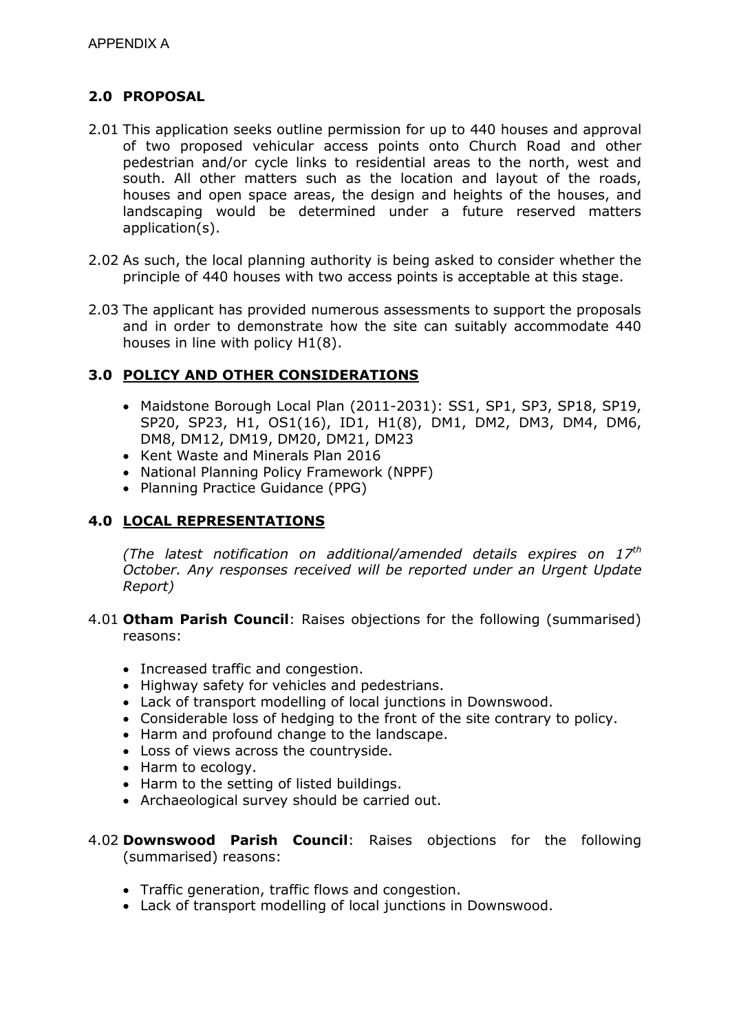APPENDIX A

## 2.0 PROPOSAL

2.01 This application seeks outline permission for up to 440 houses and approval of two proposed vehicular access points onto Church Road and other pedestrian and/or cycle links to residential areas to the north, west and south. All other matters such as the location and layout of the roads, houses and open space areas, the design and heights of the houses, and landscaping would be determined under a future reserved matters application(s).

2.02 As such, the local planning authority is being asked to consider whether the principle of 440 houses with two access points is acceptable at this stage.

2.03 The applicant has provided numerous assessments to support the proposals and in order to demonstrate how the site can suitably accommodate 440 houses in line with policy H1(8).

## 3.0 POLICY AND OTHER CONSIDERATIONS

- Maidstone Borough Local Plan (2011-2031): SS1, SP1, SP3, SP18, SP19, SP20, SP23, H1, OS1(16), ID1, H1(8), DM1, DM2, DM3, DM4, DM6, DM8, DM12, DM19, DM20, DM21, DM23
- Kent Waste and Minerals Plan 2016
- National Planning Policy Framework (NPPF)
- Planning Practice Guidance (PPG)

## 4.0 LOCAL REPRESENTATIONS

*(The latest notification on additional/amended details expires on 17th October. Any responses received will be reported under an Urgent Update Report)*

4.01 **Otham Parish Council**: Raises objections for the following (summarised) reasons:

- Increased traffic and congestion.
- Highway safety for vehicles and pedestrians.
- Lack of transport modelling of local junctions in Downswood.
- Considerable loss of hedging to the front of the site contrary to policy.
- Harm and profound change to the landscape.
- Loss of views across the countryside.
- Harm to ecology.
- Harm to the setting of listed buildings.
- Archaeological survey should be carried out.

4.02 **Downswood Parish Council**: Raises objections for the following (summarised) reasons:

- Traffic generation, traffic flows and congestion.
- Lack of transport modelling of local junctions in Downswood.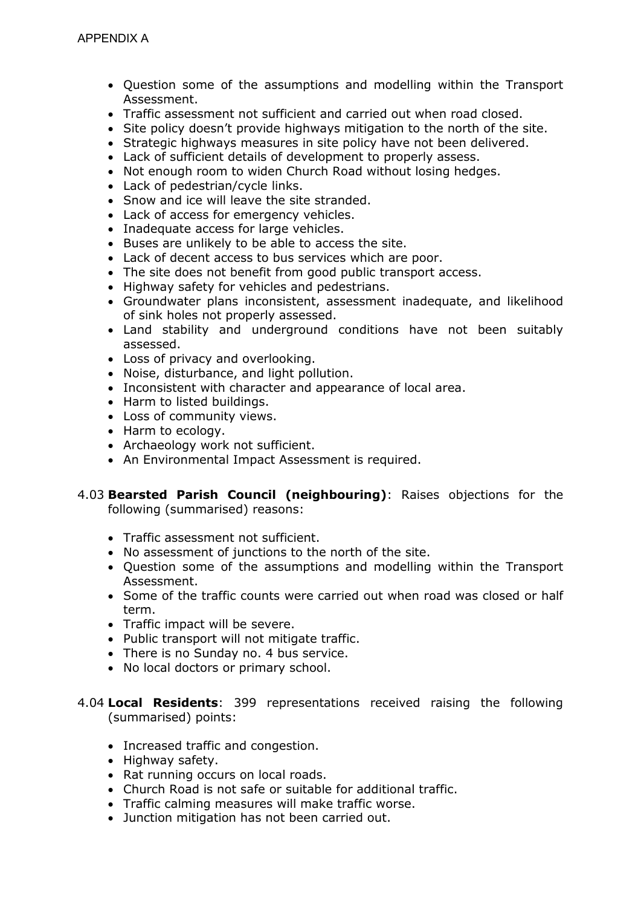- Question some of the assumptions and modelling within the Transport Assessment.
- Traffic assessment not sufficient and carried out when road closed.
- Site policy doesn't provide highways mitigation to the north of the site.
- Strategic highways measures in site policy have not been delivered.
- Lack of sufficient details of development to properly assess.
- Not enough room to widen Church Road without losing hedges.
- Lack of pedestrian/cycle links.
- Snow and ice will leave the site stranded.
- Lack of access for emergency vehicles.
- Inadequate access for large vehicles.
- Buses are unlikely to be able to access the site.
- Lack of decent access to bus services which are poor.
- The site does not benefit from good public transport access.
- Highway safety for vehicles and pedestrians.
- Groundwater plans inconsistent, assessment inadequate, and likelihood of sink holes not properly assessed.
- Land stability and underground conditions have not been suitably assessed.
- Loss of privacy and overlooking.
- Noise, disturbance, and light pollution.
- Inconsistent with character and appearance of local area.
- Harm to listed buildings.
- Loss of community views.
- Harm to ecology.
- Archaeology work not sufficient.
- An Environmental Impact Assessment is required.

4.03 **Bearsted Parish Council (neighbouring)**: Raises objections for the following (summarised) reasons:

- Traffic assessment not sufficient.
- No assessment of junctions to the north of the site.
- Question some of the assumptions and modelling within the Transport Assessment.
- Some of the traffic counts were carried out when road was closed or half term.
- Traffic impact will be severe.
- Public transport will not mitigate traffic.
- There is no Sunday no. 4 bus service.
- No local doctors or primary school.

4.04 **Local Residents**: 399 representations received raising the following (summarised) points:

- Increased traffic and congestion.
- Highway safety.
- Rat running occurs on local roads.
- Church Road is not safe or suitable for additional traffic.
- Traffic calming measures will make traffic worse.
- Junction mitigation has not been carried out.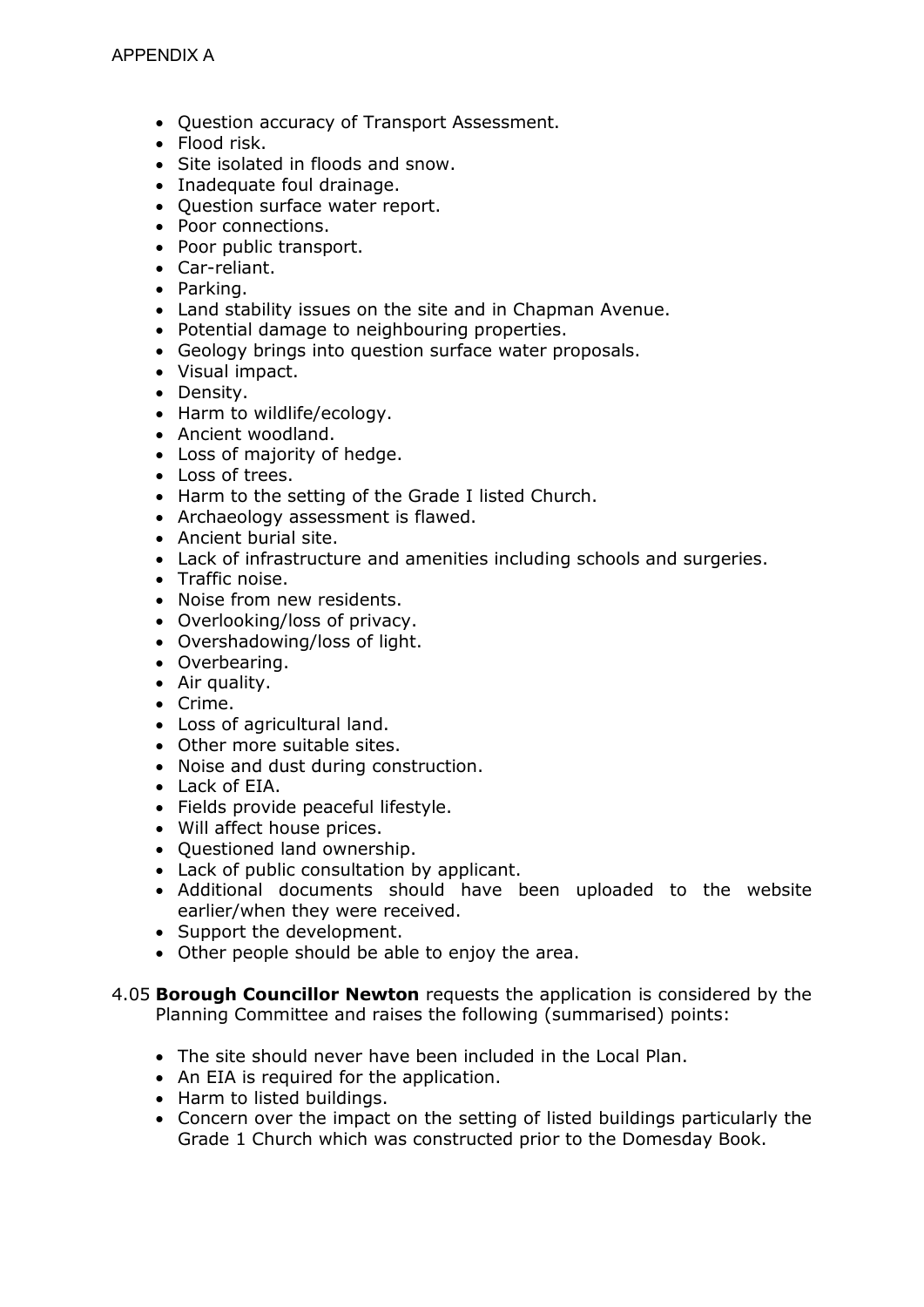APPENDIX A

- Question accuracy of Transport Assessment.
- Flood risk.
- Site isolated in floods and snow.
- Inadequate foul drainage.
- Question surface water report.
- Poor connections.
- Poor public transport.
- Car-reliant.
- Parking.
- Land stability issues on the site and in Chapman Avenue.
- Potential damage to neighbouring properties.
- Geology brings into question surface water proposals.
- Visual impact.
- Density.
- Harm to wildlife/ecology.
- Ancient woodland.
- Loss of majority of hedge.
- Loss of trees.
- Harm to the setting of the Grade I listed Church.
- Archaeology assessment is flawed.
- Ancient burial site.
- Lack of infrastructure and amenities including schools and surgeries.
- Traffic noise.
- Noise from new residents.
- Overlooking/loss of privacy.
- Overshadowing/loss of light.
- Overbearing.
- Air quality.
- Crime.
- Loss of agricultural land.
- Other more suitable sites.
- Noise and dust during construction.
- Lack of EIA.
- Fields provide peaceful lifestyle.
- Will affect house prices.
- Questioned land ownership.
- Lack of public consultation by applicant.
- Additional documents should have been uploaded to the website earlier/when they were received.
- Support the development.
- Other people should be able to enjoy the area.

4.05 **Borough Councillor Newton** requests the application is considered by the Planning Committee and raises the following (summarised) points:

- The site should never have been included in the Local Plan.
- An EIA is required for the application.
- Harm to listed buildings.
- Concern over the impact on the setting of listed buildings particularly the Grade 1 Church which was constructed prior to the Domesday Book.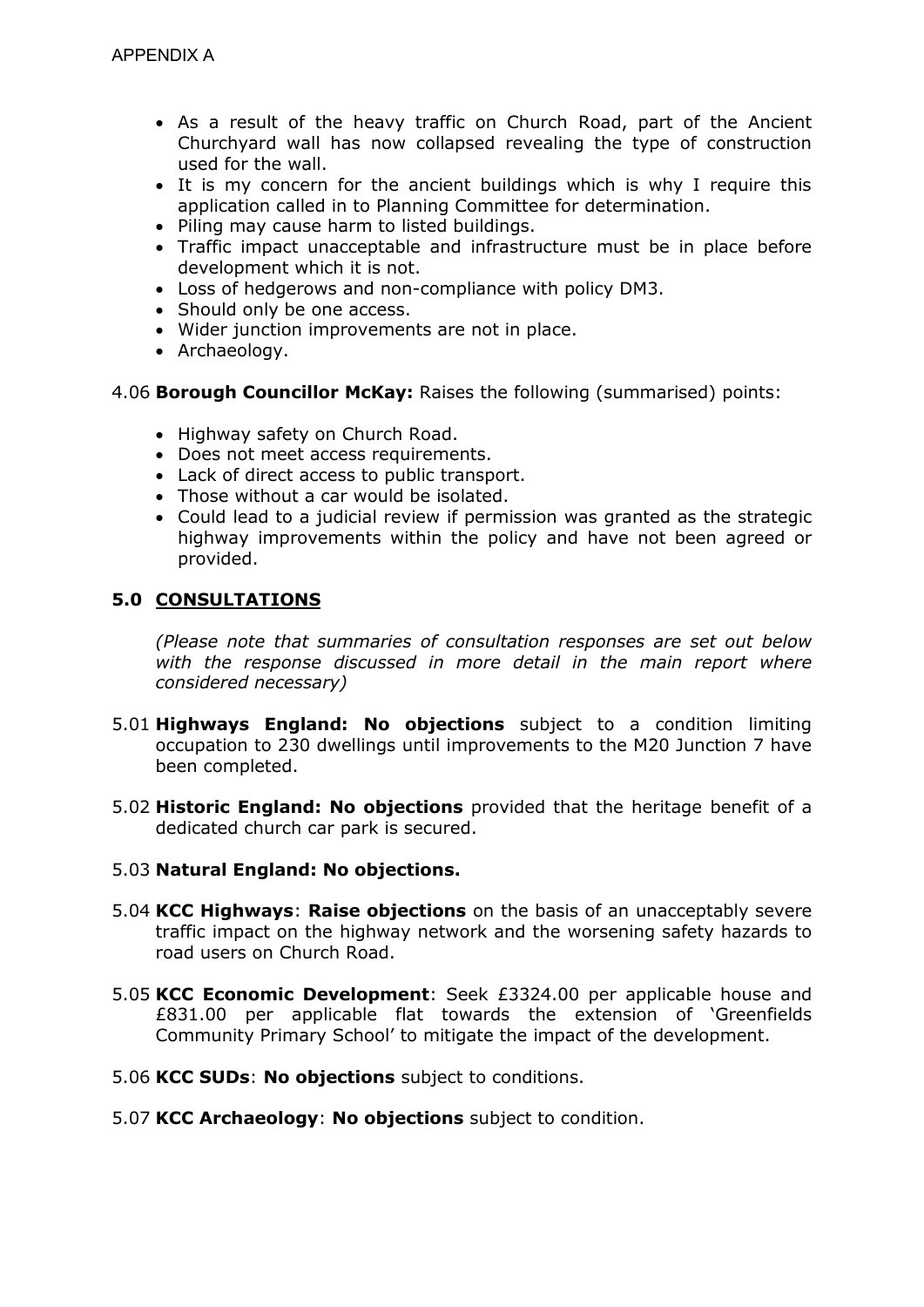APPENDIX A

- As a result of the heavy traffic on Church Road, part of the Ancient Churchyard wall has now collapsed revealing the type of construction used for the wall.
- It is my concern for the ancient buildings which is why I require this application called in to Planning Committee for determination.
- Piling may cause harm to listed buildings.
- Traffic impact unacceptable and infrastructure must be in place before development which it is not.
- Loss of hedgerows and non-compliance with policy DM3.
- Should only be one access.
- Wider junction improvements are not in place.
- Archaeology.

4.06 **Borough Councillor McKay:** Raises the following (summarised) points:

- Highway safety on Church Road.
- Does not meet access requirements.
- Lack of direct access to public transport.
- Those without a car would be isolated.
- Could lead to a judicial review if permission was granted as the strategic highway improvements within the policy and have not been agreed or provided.

## 5.0 CONSULTATIONS

*(Please note that summaries of consultation responses are set out below with the response discussed in more detail in the main report where considered necessary)*

5.01 **Highways England: No objections** subject to a condition limiting occupation to 230 dwellings until improvements to the M20 Junction 7 have been completed.

5.02 **Historic England: No objections** provided that the heritage benefit of a dedicated church car park is secured.

5.03 **Natural England: No objections.**

5.04 **KCC Highways**: **Raise objections** on the basis of an unacceptably severe traffic impact on the highway network and the worsening safety hazards to road users on Church Road.

5.05 **KCC Economic Development**: Seek £3324.00 per applicable house and £831.00 per applicable flat towards the extension of 'Greenfields Community Primary School' to mitigate the impact of the development.

5.06 **KCC SUDs**: **No objections** subject to conditions.

5.07 **KCC Archaeology**: **No objections** subject to condition.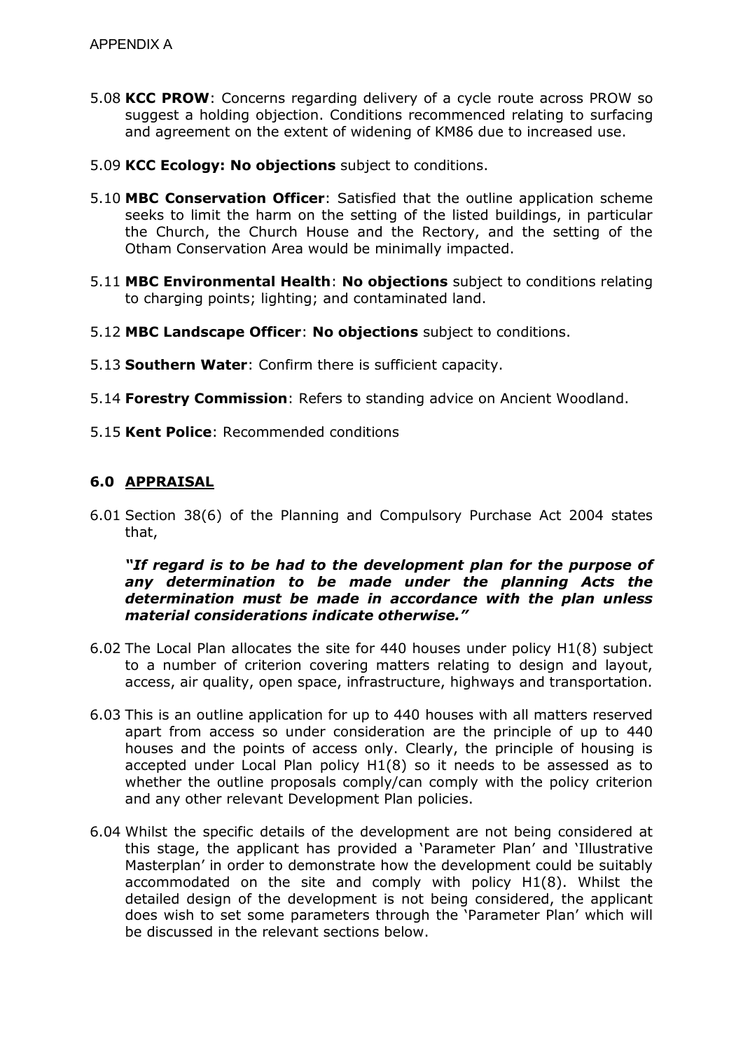APPENDIX A

5.08 **KCC PROW**: Concerns regarding delivery of a cycle route across PROW so suggest a holding objection. Conditions recommenced relating to surfacing and agreement on the extent of widening of KM86 due to increased use.

5.09 **KCC Ecology: No objections** subject to conditions.

5.10 **MBC Conservation Officer**: Satisfied that the outline application scheme seeks to limit the harm on the setting of the listed buildings, in particular the Church, the Church House and the Rectory, and the setting of the Otham Conservation Area would be minimally impacted.

5.11 **MBC Environmental Health**: **No objections** subject to conditions relating to charging points; lighting; and contaminated land.

5.12 **MBC Landscape Officer**: **No objections** subject to conditions.

5.13 **Southern Water**: Confirm there is sufficient capacity.

5.14 **Forestry Commission**: Refers to standing advice on Ancient Woodland.

5.15 **Kent Police**: Recommended conditions

## 6.0 APPRAISAL

6.01 Section 38(6) of the Planning and Compulsory Purchase Act 2004 states that,

> ***"If regard is to be had to the development plan for the purpose of any determination to be made under the planning Acts the determination must be made in accordance with the plan unless material considerations indicate otherwise."***

6.02 The Local Plan allocates the site for 440 houses under policy H1(8) subject to a number of criterion covering matters relating to design and layout, access, air quality, open space, infrastructure, highways and transportation.

6.03 This is an outline application for up to 440 houses with all matters reserved apart from access so under consideration are the principle of up to 440 houses and the points of access only. Clearly, the principle of housing is accepted under Local Plan policy H1(8) so it needs to be assessed as to whether the outline proposals comply/can comply with the policy criterion and any other relevant Development Plan policies.

6.04 Whilst the specific details of the development are not being considered at this stage, the applicant has provided a 'Parameter Plan' and 'Illustrative Masterplan' in order to demonstrate how the development could be suitably accommodated on the site and comply with policy H1(8). Whilst the detailed design of the development is not being considered, the applicant does wish to set some parameters through the 'Parameter Plan' which will be discussed in the relevant sections below.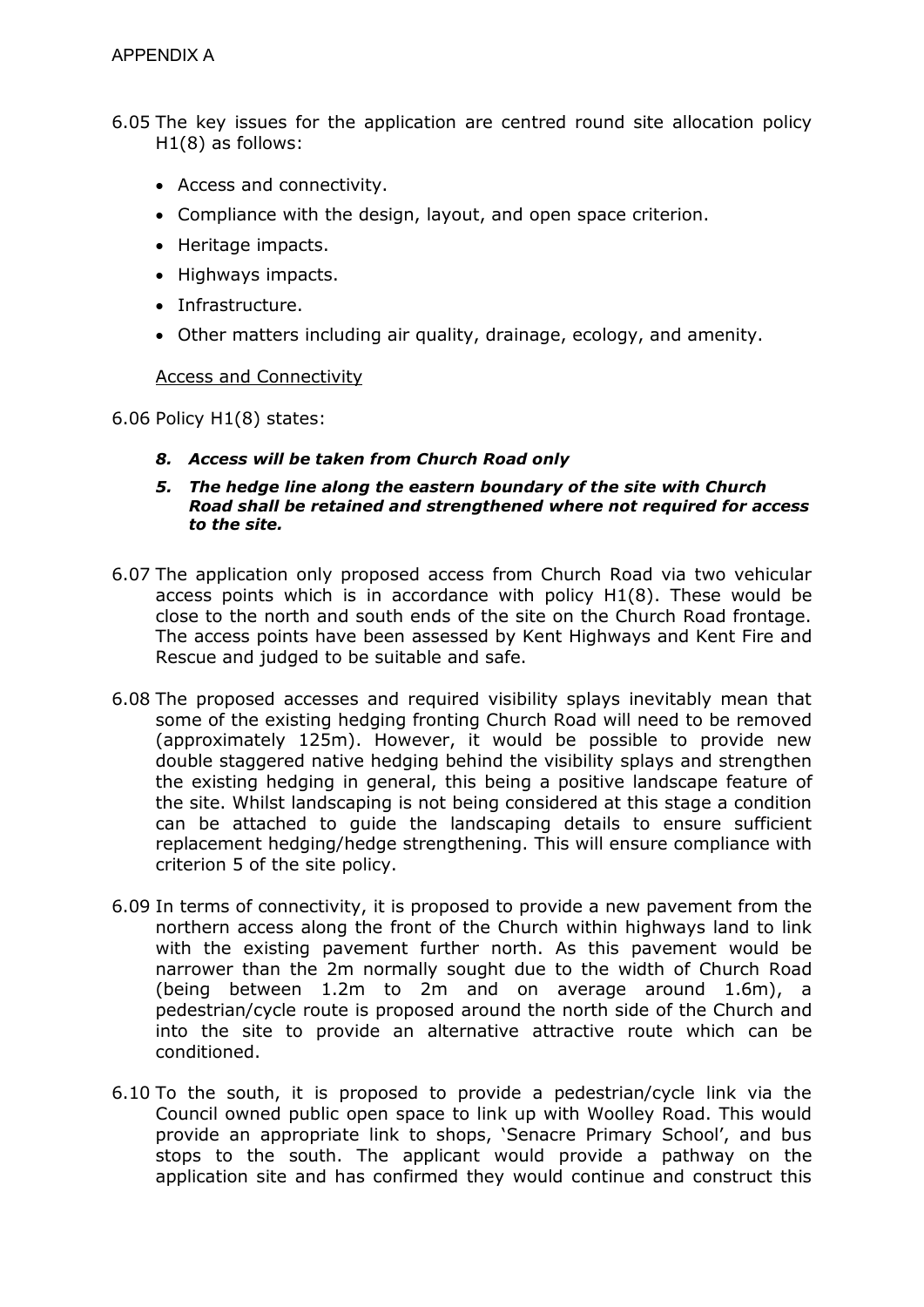APPENDIX A

6.05 The key issues for the application are centred round site allocation policy H1(8) as follows:

- Access and connectivity.
- Compliance with the design, layout, and open space criterion.
- Heritage impacts.
- Highways impacts.
- Infrastructure.
- Other matters including air quality, drainage, ecology, and amenity.

Access and Connectivity

6.06 Policy H1(8) states:

> ***8. Access will be taken from Church Road only***
>
> ***5. The hedge line along the eastern boundary of the site with Church Road shall be retained and strengthened where not required for access to the site.***

6.07 The application only proposed access from Church Road via two vehicular access points which is in accordance with policy H1(8). These would be close to the north and south ends of the site on the Church Road frontage. The access points have been assessed by Kent Highways and Kent Fire and Rescue and judged to be suitable and safe.

6.08 The proposed accesses and required visibility splays inevitably mean that some of the existing hedging fronting Church Road will need to be removed (approximately 125m). However, it would be possible to provide new double staggered native hedging behind the visibility splays and strengthen the existing hedging in general, this being a positive landscape feature of the site. Whilst landscaping is not being considered at this stage a condition can be attached to guide the landscaping details to ensure sufficient replacement hedging/hedge strengthening. This will ensure compliance with criterion 5 of the site policy.

6.09 In terms of connectivity, it is proposed to provide a new pavement from the northern access along the front of the Church within highways land to link with the existing pavement further north. As this pavement would be narrower than the 2m normally sought due to the width of Church Road (being between 1.2m to 2m and on average around 1.6m), a pedestrian/cycle route is proposed around the north side of the Church and into the site to provide an alternative attractive route which can be conditioned.

6.10 To the south, it is proposed to provide a pedestrian/cycle link via the Council owned public open space to link up with Woolley Road. This would provide an appropriate link to shops, 'Senacre Primary School', and bus stops to the south. The applicant would provide a pathway on the application site and has confirmed they would continue and construct this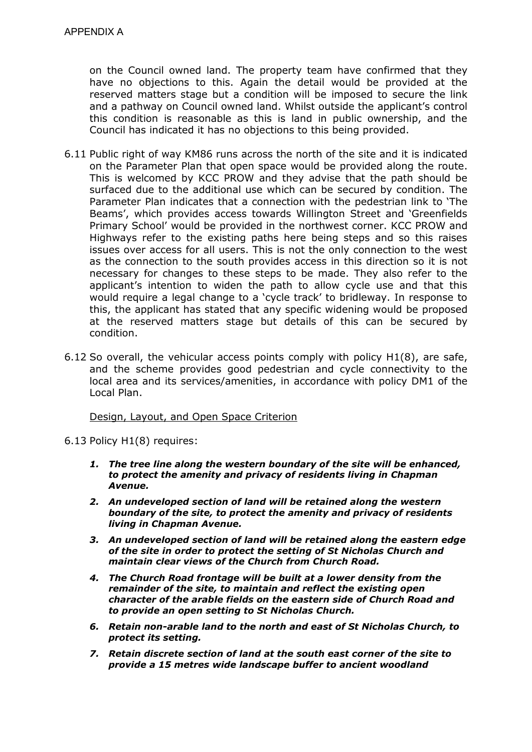on the Council owned land. The property team have confirmed that they have no objections to this. Again the detail would be provided at the reserved matters stage but a condition will be imposed to secure the link and a pathway on Council owned land. Whilst outside the applicant's control this condition is reasonable as this is land in public ownership, and the Council has indicated it has no objections to this being provided.

6.11 Public right of way KM86 runs across the north of the site and it is indicated on the Parameter Plan that open space would be provided along the route. This is welcomed by KCC PROW and they advise that the path should be surfaced due to the additional use which can be secured by condition. The Parameter Plan indicates that a connection with the pedestrian link to 'The Beams', which provides access towards Willington Street and 'Greenfields Primary School' would be provided in the northwest corner. KCC PROW and Highways refer to the existing paths here being steps and so this raises issues over access for all users. This is not the only connection to the west as the connection to the south provides access in this direction so it is not necessary for changes to these steps to be made. They also refer to the applicant's intention to widen the path to allow cycle use and that this would require a legal change to a 'cycle track' to bridleway. In response to this, the applicant has stated that any specific widening would be proposed at the reserved matters stage but details of this can be secured by condition.

6.12 So overall, the vehicular access points comply with policy H1(8), are safe, and the scheme provides good pedestrian and cycle connectivity to the local area and its services/amenities, in accordance with policy DM1 of the Local Plan.

<u>Design, Layout, and Open Space Criterion</u>

6.13 Policy H1(8) requires:

1. ***The tree line along the western boundary of the site will be enhanced, to protect the amenity and privacy of residents living in Chapman Avenue.***
2. ***An undeveloped section of land will be retained along the western boundary of the site, to protect the amenity and privacy of residents living in Chapman Avenue.***
3. ***An undeveloped section of land will be retained along the eastern edge of the site in order to protect the setting of St Nicholas Church and maintain clear views of the Church from Church Road.***
4. ***The Church Road frontage will be built at a lower density from the remainder of the site, to maintain and reflect the existing open character of the arable fields on the eastern side of Church Road and to provide an open setting to St Nicholas Church.***

6. ***Retain non-arable land to the north and east of St Nicholas Church, to protect its setting.***
7. ***Retain discrete section of land at the south east corner of the site to provide a 15 metres wide landscape buffer to ancient woodland***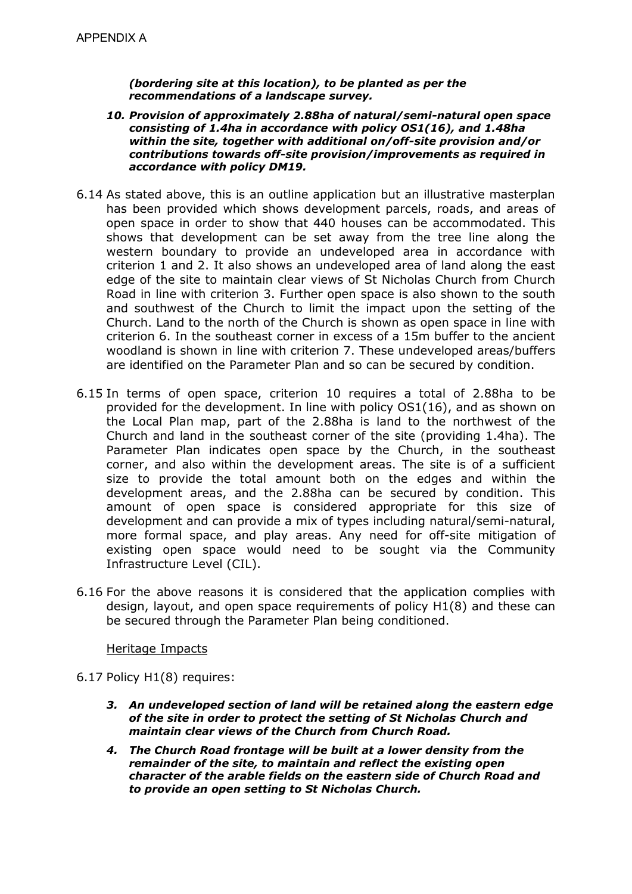APPENDIX A

***(bordering site at this location), to be planted as per the recommendations of a landscape survey.***

10. ***Provision of approximately 2.88ha of natural/semi-natural open space consisting of 1.4ha in accordance with policy OS1(16), and 1.48ha within the site, together with additional on/off-site provision and/or contributions towards off-site provision/improvements as required in accordance with policy DM19.***

6.14 As stated above, this is an outline application but an illustrative masterplan has been provided which shows development parcels, roads, and areas of open space in order to show that 440 houses can be accommodated. This shows that development can be set away from the tree line along the western boundary to provide an undeveloped area in accordance with criterion 1 and 2. It also shows an undeveloped area of land along the east edge of the site to maintain clear views of St Nicholas Church from Church Road in line with criterion 3. Further open space is also shown to the south and southwest of the Church to limit the impact upon the setting of the Church. Land to the north of the Church is shown as open space in line with criterion 6. In the southeast corner in excess of a 15m buffer to the ancient woodland is shown in line with criterion 7. These undeveloped areas/buffers are identified on the Parameter Plan and so can be secured by condition.

6.15 In terms of open space, criterion 10 requires a total of 2.88ha to be provided for the development. In line with policy OS1(16), and as shown on the Local Plan map, part of the 2.88ha is land to the northwest of the Church and land in the southeast corner of the site (providing 1.4ha). The Parameter Plan indicates open space by the Church, in the southeast corner, and also within the development areas. The site is of a sufficient size to provide the total amount both on the edges and within the development areas, and the 2.88ha can be secured by condition. This amount of open space is considered appropriate for this size of development and can provide a mix of types including natural/semi-natural, more formal space, and play areas. Any need for off-site mitigation of existing open space would need to be sought via the Community Infrastructure Level (CIL).

6.16 For the above reasons it is considered that the application complies with design, layout, and open space requirements of policy H1(8) and these can be secured through the Parameter Plan being conditioned.

<u>Heritage Impacts</u>

6.17 Policy H1(8) requires:

3. ***An undeveloped section of land will be retained along the eastern edge of the site in order to protect the setting of St Nicholas Church and maintain clear views of the Church from Church Road.***
4. ***The Church Road frontage will be built at a lower density from the remainder of the site, to maintain and reflect the existing open character of the arable fields on the eastern side of Church Road and to provide an open setting to St Nicholas Church.***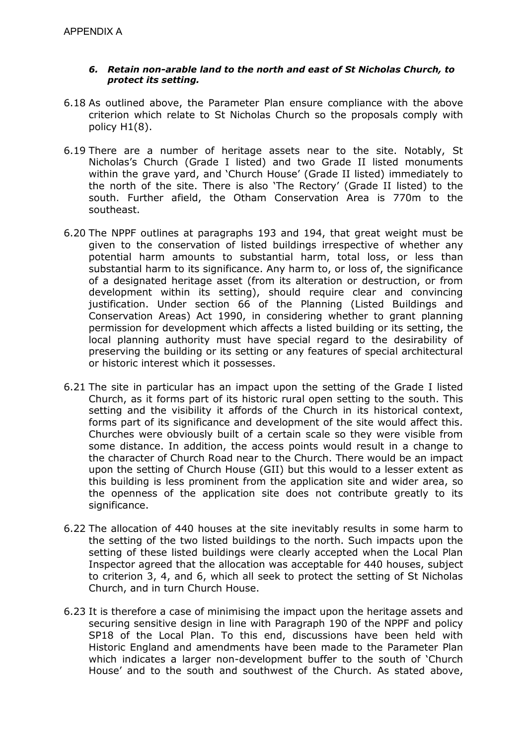*6. **Retain non-arable land to the north and east of St Nicholas Church, to protect its setting.***

6.18 As outlined above, the Parameter Plan ensure compliance with the above criterion which relate to St Nicholas Church so the proposals comply with policy H1(8).

6.19 There are a number of heritage assets near to the site. Notably, St Nicholas's Church (Grade I listed) and two Grade II listed monuments within the grave yard, and 'Church House' (Grade II listed) immediately to the north of the site. There is also 'The Rectory' (Grade II listed) to the south. Further afield, the Otham Conservation Area is 770m to the southeast.

6.20 The NPPF outlines at paragraphs 193 and 194, that great weight must be given to the conservation of listed buildings irrespective of whether any potential harm amounts to substantial harm, total loss, or less than substantial harm to its significance. Any harm to, or loss of, the significance of a designated heritage asset (from its alteration or destruction, or from development within its setting), should require clear and convincing justification. Under section 66 of the Planning (Listed Buildings and Conservation Areas) Act 1990, in considering whether to grant planning permission for development which affects a listed building or its setting, the local planning authority must have special regard to the desirability of preserving the building or its setting or any features of special architectural or historic interest which it possesses.

6.21 The site in particular has an impact upon the setting of the Grade I listed Church, as it forms part of its historic rural open setting to the south. This setting and the visibility it affords of the Church in its historical context, forms part of its significance and development of the site would affect this. Churches were obviously built of a certain scale so they were visible from some distance. In addition, the access points would result in a change to the character of Church Road near to the Church. There would be an impact upon the setting of Church House (GII) but this would to a lesser extent as this building is less prominent from the application site and wider area, so the openness of the application site does not contribute greatly to its significance.

6.22 The allocation of 440 houses at the site inevitably results in some harm to the setting of the two listed buildings to the north. Such impacts upon the setting of these listed buildings were clearly accepted when the Local Plan Inspector agreed that the allocation was acceptable for 440 houses, subject to criterion 3, 4, and 6, which all seek to protect the setting of St Nicholas Church, and in turn Church House.

6.23 It is therefore a case of minimising the impact upon the heritage assets and securing sensitive design in line with Paragraph 190 of the NPPF and policy SP18 of the Local Plan. To this end, discussions have been held with Historic England and amendments have been made to the Parameter Plan which indicates a larger non-development buffer to the south of 'Church House' and to the south and southwest of the Church. As stated above,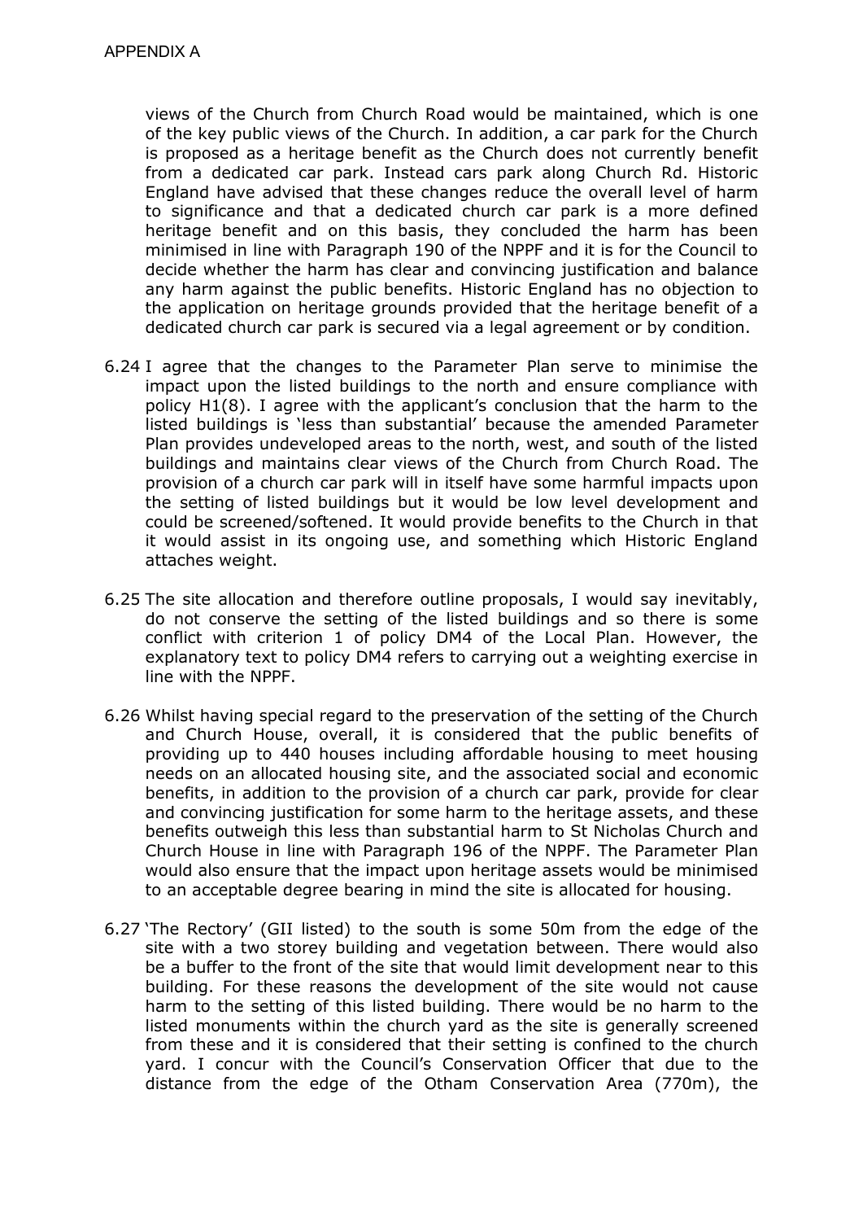views of the Church from Church Road would be maintained, which is one of the key public views of the Church. In addition, a car park for the Church is proposed as a heritage benefit as the Church does not currently benefit from a dedicated car park. Instead cars park along Church Rd. Historic England have advised that these changes reduce the overall level of harm to significance and that a dedicated church car park is a more defined heritage benefit and on this basis, they concluded the harm has been minimised in line with Paragraph 190 of the NPPF and it is for the Council to decide whether the harm has clear and convincing justification and balance any harm against the public benefits. Historic England has no objection to the application on heritage grounds provided that the heritage benefit of a dedicated church car park is secured via a legal agreement or by condition.

6.24 I agree that the changes to the Parameter Plan serve to minimise the impact upon the listed buildings to the north and ensure compliance with policy H1(8). I agree with the applicant's conclusion that the harm to the listed buildings is 'less than substantial' because the amended Parameter Plan provides undeveloped areas to the north, west, and south of the listed buildings and maintains clear views of the Church from Church Road. The provision of a church car park will in itself have some harmful impacts upon the setting of listed buildings but it would be low level development and could be screened/softened. It would provide benefits to the Church in that it would assist in its ongoing use, and something which Historic England attaches weight.

6.25 The site allocation and therefore outline proposals, I would say inevitably, do not conserve the setting of the listed buildings and so there is some conflict with criterion 1 of policy DM4 of the Local Plan. However, the explanatory text to policy DM4 refers to carrying out a weighting exercise in line with the NPPF.

6.26 Whilst having special regard to the preservation of the setting of the Church and Church House, overall, it is considered that the public benefits of providing up to 440 houses including affordable housing to meet housing needs on an allocated housing site, and the associated social and economic benefits, in addition to the provision of a church car park, provide for clear and convincing justification for some harm to the heritage assets, and these benefits outweigh this less than substantial harm to St Nicholas Church and Church House in line with Paragraph 196 of the NPPF. The Parameter Plan would also ensure that the impact upon heritage assets would be minimised to an acceptable degree bearing in mind the site is allocated for housing.

6.27 'The Rectory' (GII listed) to the south is some 50m from the edge of the site with a two storey building and vegetation between. There would also be a buffer to the front of the site that would limit development near to this building. For these reasons the development of the site would not cause harm to the setting of this listed building. There would be no harm to the listed monuments within the church yard as the site is generally screened from these and it is considered that their setting is confined to the church yard. I concur with the Council's Conservation Officer that due to the distance from the edge of the Otham Conservation Area (770m), the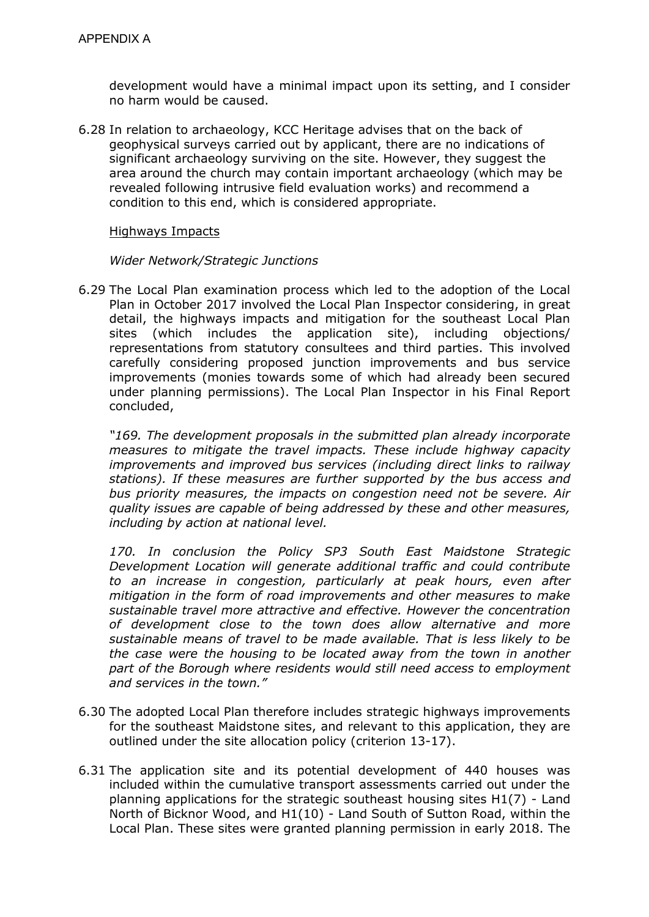development would have a minimal impact upon its setting, and I consider no harm would be caused.

6.28 In relation to archaeology, KCC Heritage advises that on the back of geophysical surveys carried out by applicant, there are no indications of significant archaeology surviving on the site. However, they suggest the area around the church may contain important archaeology (which may be revealed following intrusive field evaluation works) and recommend a condition to this end, which is considered appropriate.

Highways Impacts

*Wider Network/Strategic Junctions*

6.29 The Local Plan examination process which led to the adoption of the Local Plan in October 2017 involved the Local Plan Inspector considering, in great detail, the highways impacts and mitigation for the southeast Local Plan sites (which includes the application site), including objections/ representations from statutory consultees and third parties. This involved carefully considering proposed junction improvements and bus service improvements (monies towards some of which had already been secured under planning permissions). The Local Plan Inspector in his Final Report concluded,

*"169. The development proposals in the submitted plan already incorporate measures to mitigate the travel impacts. These include highway capacity improvements and improved bus services (including direct links to railway stations). If these measures are further supported by the bus access and bus priority measures, the impacts on congestion need not be severe. Air quality issues are capable of being addressed by these and other measures, including by action at national level.*

*170. In conclusion the Policy SP3 South East Maidstone Strategic Development Location will generate additional traffic and could contribute to an increase in congestion, particularly at peak hours, even after mitigation in the form of road improvements and other measures to make sustainable travel more attractive and effective. However the concentration of development close to the town does allow alternative and more sustainable means of travel to be made available. That is less likely to be the case were the housing to be located away from the town in another part of the Borough where residents would still need access to employment and services in the town."*

6.30 The adopted Local Plan therefore includes strategic highways improvements for the southeast Maidstone sites, and relevant to this application, they are outlined under the site allocation policy (criterion 13-17).

6.31 The application site and its potential development of 440 houses was included within the cumulative transport assessments carried out under the planning applications for the strategic southeast housing sites H1(7) - Land North of Bicknor Wood, and H1(10) - Land South of Sutton Road, within the Local Plan. These sites were granted planning permission in early 2018. The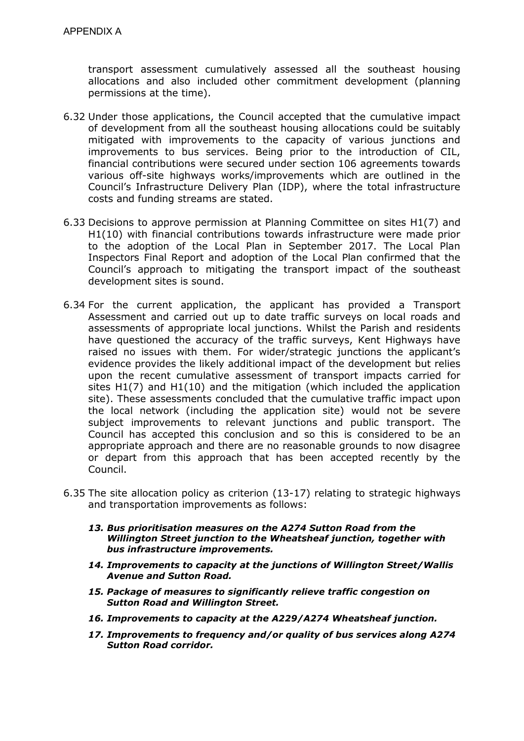transport assessment cumulatively assessed all the southeast housing allocations and also included other commitment development (planning permissions at the time).

6.32 Under those applications, the Council accepted that the cumulative impact of development from all the southeast housing allocations could be suitably mitigated with improvements to the capacity of various junctions and improvements to bus services. Being prior to the introduction of CIL, financial contributions were secured under section 106 agreements towards various off-site highways works/improvements which are outlined in the Council's Infrastructure Delivery Plan (IDP), where the total infrastructure costs and funding streams are stated.

6.33 Decisions to approve permission at Planning Committee on sites H1(7) and H1(10) with financial contributions towards infrastructure were made prior to the adoption of the Local Plan in September 2017. The Local Plan Inspectors Final Report and adoption of the Local Plan confirmed that the Council's approach to mitigating the transport impact of the southeast development sites is sound.

6.34 For the current application, the applicant has provided a Transport Assessment and carried out up to date traffic surveys on local roads and assessments of appropriate local junctions. Whilst the Parish and residents have questioned the accuracy of the traffic surveys, Kent Highways have raised no issues with them. For wider/strategic junctions the applicant's evidence provides the likely additional impact of the development but relies upon the recent cumulative assessment of transport impacts carried for sites H1(7) and H1(10) and the mitigation (which included the application site). These assessments concluded that the cumulative traffic impact upon the local network (including the application site) would not be severe subject improvements to relevant junctions and public transport. The Council has accepted this conclusion and so this is considered to be an appropriate approach and there are no reasonable grounds to now disagree or depart from this approach that has been accepted recently by the Council.

6.35 The site allocation policy as criterion (13-17) relating to strategic highways and transportation improvements as follows:

***13. Bus prioritisation measures on the A274 Sutton Road from the Willington Street junction to the Wheatsheaf junction, together with bus infrastructure improvements.***

***14. Improvements to capacity at the junctions of Willington Street/Wallis Avenue and Sutton Road.***

***15. Package of measures to significantly relieve traffic congestion on Sutton Road and Willington Street.***

***16. Improvements to capacity at the A229/A274 Wheatsheaf junction.***

***17. Improvements to frequency and/or quality of bus services along A274 Sutton Road corridor.***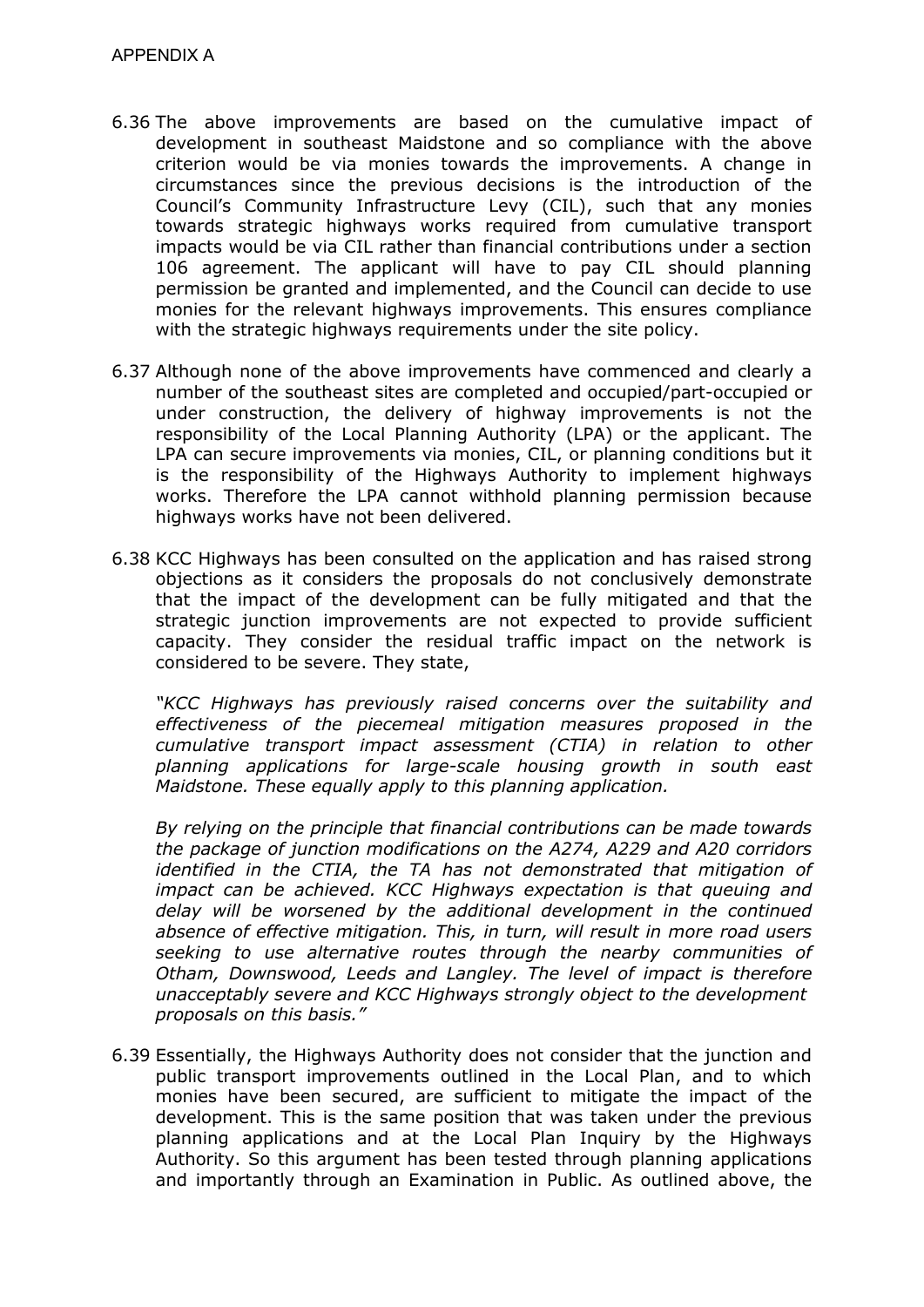APPENDIX A

6.36 The above improvements are based on the cumulative impact of development in southeast Maidstone and so compliance with the above criterion would be via monies towards the improvements. A change in circumstances since the previous decisions is the introduction of the Council's Community Infrastructure Levy (CIL), such that any monies towards strategic highways works required from cumulative transport impacts would be via CIL rather than financial contributions under a section 106 agreement. The applicant will have to pay CIL should planning permission be granted and implemented, and the Council can decide to use monies for the relevant highways improvements. This ensures compliance with the strategic highways requirements under the site policy.

6.37 Although none of the above improvements have commenced and clearly a number of the southeast sites are completed and occupied/part-occupied or under construction, the delivery of highway improvements is not the responsibility of the Local Planning Authority (LPA) or the applicant. The LPA can secure improvements via monies, CIL, or planning conditions but it is the responsibility of the Highways Authority to implement highways works. Therefore the LPA cannot withhold planning permission because highways works have not been delivered.

6.38 KCC Highways has been consulted on the application and has raised strong objections as it considers the proposals do not conclusively demonstrate that the impact of the development can be fully mitigated and that the strategic junction improvements are not expected to provide sufficient capacity. They consider the residual traffic impact on the network is considered to be severe. They state,

*"KCC Highways has previously raised concerns over the suitability and effectiveness of the piecemeal mitigation measures proposed in the cumulative transport impact assessment (CTIA) in relation to other planning applications for large-scale housing growth in south east Maidstone. These equally apply to this planning application.*

*By relying on the principle that financial contributions can be made towards the package of junction modifications on the A274, A229 and A20 corridors identified in the CTIA, the TA has not demonstrated that mitigation of impact can be achieved. KCC Highways expectation is that queuing and delay will be worsened by the additional development in the continued absence of effective mitigation. This, in turn, will result in more road users seeking to use alternative routes through the nearby communities of Otham, Downswood, Leeds and Langley. The level of impact is therefore unacceptably severe and KCC Highways strongly object to the development proposals on this basis."*

6.39 Essentially, the Highways Authority does not consider that the junction and public transport improvements outlined in the Local Plan, and to which monies have been secured, are sufficient to mitigate the impact of the development. This is the same position that was taken under the previous planning applications and at the Local Plan Inquiry by the Highways Authority. So this argument has been tested through planning applications and importantly through an Examination in Public. As outlined above, the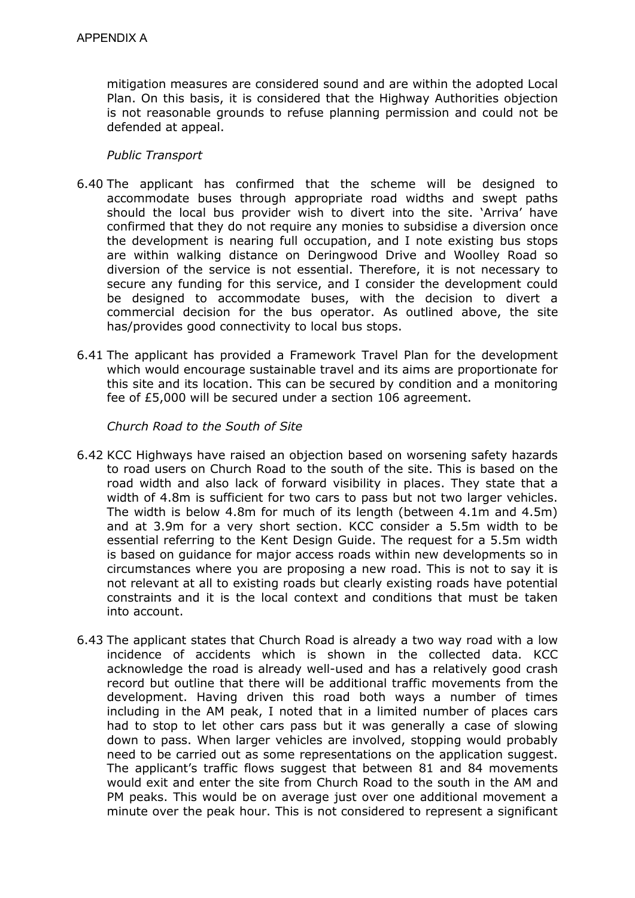mitigation measures are considered sound and are within the adopted Local Plan. On this basis, it is considered that the Highway Authorities objection is not reasonable grounds to refuse planning permission and could not be defended at appeal.

*Public Transport*

6.40 The applicant has confirmed that the scheme will be designed to accommodate buses through appropriate road widths and swept paths should the local bus provider wish to divert into the site. 'Arriva' have confirmed that they do not require any monies to subsidise a diversion once the development is nearing full occupation, and I note existing bus stops are within walking distance on Deringwood Drive and Woolley Road so diversion of the service is not essential. Therefore, it is not necessary to secure any funding for this service, and I consider the development could be designed to accommodate buses, with the decision to divert a commercial decision for the bus operator. As outlined above, the site has/provides good connectivity to local bus stops.

6.41 The applicant has provided a Framework Travel Plan for the development which would encourage sustainable travel and its aims are proportionate for this site and its location. This can be secured by condition and a monitoring fee of £5,000 will be secured under a section 106 agreement.

*Church Road to the South of Site*

6.42 KCC Highways have raised an objection based on worsening safety hazards to road users on Church Road to the south of the site. This is based on the road width and also lack of forward visibility in places. They state that a width of 4.8m is sufficient for two cars to pass but not two larger vehicles. The width is below 4.8m for much of its length (between 4.1m and 4.5m) and at 3.9m for a very short section. KCC consider a 5.5m width to be essential referring to the Kent Design Guide. The request for a 5.5m width is based on guidance for major access roads within new developments so in circumstances where you are proposing a new road. This is not to say it is not relevant at all to existing roads but clearly existing roads have potential constraints and it is the local context and conditions that must be taken into account.

6.43 The applicant states that Church Road is already a two way road with a low incidence of accidents which is shown in the collected data. KCC acknowledge the road is already well-used and has a relatively good crash record but outline that there will be additional traffic movements from the development. Having driven this road both ways a number of times including in the AM peak, I noted that in a limited number of places cars had to stop to let other cars pass but it was generally a case of slowing down to pass. When larger vehicles are involved, stopping would probably need to be carried out as some representations on the application suggest. The applicant's traffic flows suggest that between 81 and 84 movements would exit and enter the site from Church Road to the south in the AM and PM peaks. This would be on average just over one additional movement a minute over the peak hour. This is not considered to represent a significant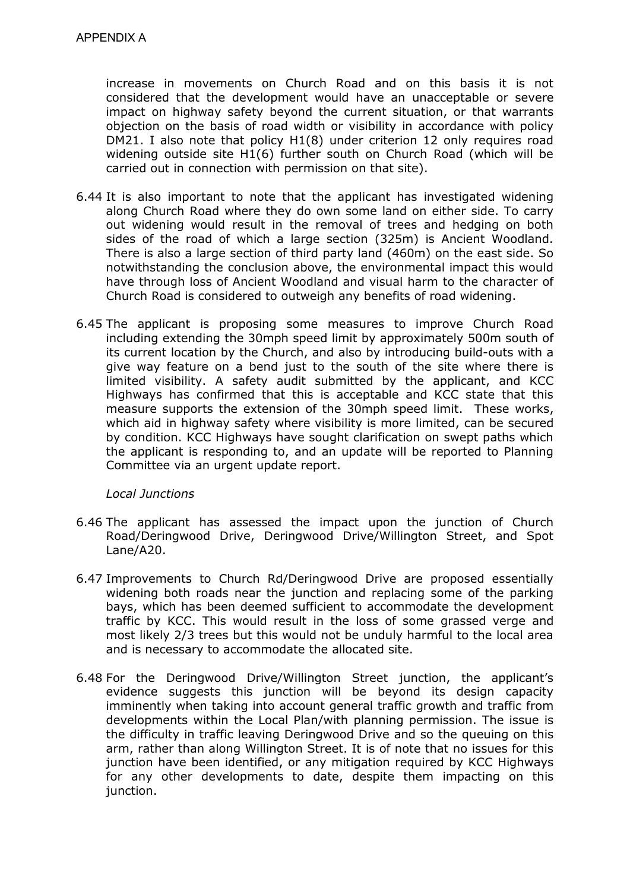increase in movements on Church Road and on this basis it is not considered that the development would have an unacceptable or severe impact on highway safety beyond the current situation, or that warrants objection on the basis of road width or visibility in accordance with policy DM21. I also note that policy H1(8) under criterion 12 only requires road widening outside site H1(6) further south on Church Road (which will be carried out in connection with permission on that site).

6.44 It is also important to note that the applicant has investigated widening along Church Road where they do own some land on either side. To carry out widening would result in the removal of trees and hedging on both sides of the road of which a large section (325m) is Ancient Woodland. There is also a large section of third party land (460m) on the east side. So notwithstanding the conclusion above, the environmental impact this would have through loss of Ancient Woodland and visual harm to the character of Church Road is considered to outweigh any benefits of road widening.

6.45 The applicant is proposing some measures to improve Church Road including extending the 30mph speed limit by approximately 500m south of its current location by the Church, and also by introducing build-outs with a give way feature on a bend just to the south of the site where there is limited visibility. A safety audit submitted by the applicant, and KCC Highways has confirmed that this is acceptable and KCC state that this measure supports the extension of the 30mph speed limit. These works, which aid in highway safety where visibility is more limited, can be secured by condition. KCC Highways have sought clarification on swept paths which the applicant is responding to, and an update will be reported to Planning Committee via an urgent update report.

*Local Junctions*

6.46 The applicant has assessed the impact upon the junction of Church Road/Deringwood Drive, Deringwood Drive/Willington Street, and Spot Lane/A20.

6.47 Improvements to Church Rd/Deringwood Drive are proposed essentially widening both roads near the junction and replacing some of the parking bays, which has been deemed sufficient to accommodate the development traffic by KCC. This would result in the loss of some grassed verge and most likely 2/3 trees but this would not be unduly harmful to the local area and is necessary to accommodate the allocated site.

6.48 For the Deringwood Drive/Willington Street junction, the applicant's evidence suggests this junction will be beyond its design capacity imminently when taking into account general traffic growth and traffic from developments within the Local Plan/with planning permission. The issue is the difficulty in traffic leaving Deringwood Drive and so the queuing on this arm, rather than along Willington Street. It is of note that no issues for this junction have been identified, or any mitigation required by KCC Highways for any other developments to date, despite them impacting on this junction.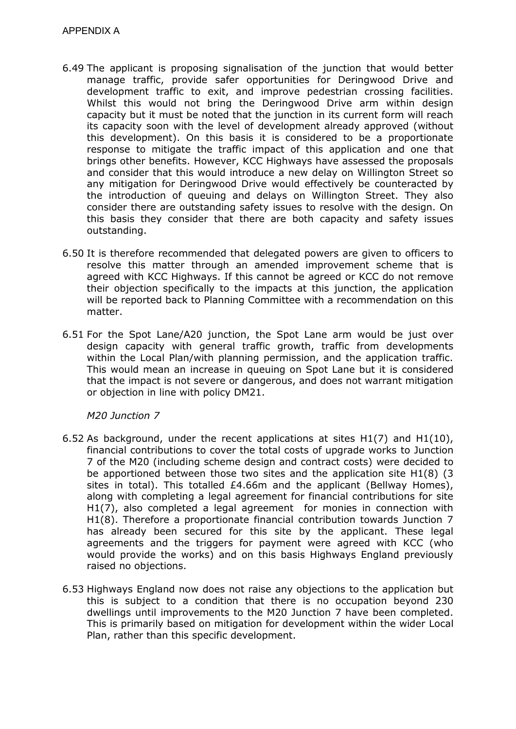APPENDIX A

6.49 The applicant is proposing signalisation of the junction that would better manage traffic, provide safer opportunities for Deringwood Drive and development traffic to exit, and improve pedestrian crossing facilities. Whilst this would not bring the Deringwood Drive arm within design capacity but it must be noted that the junction in its current form will reach its capacity soon with the level of development already approved (without this development). On this basis it is considered to be a proportionate response to mitigate the traffic impact of this application and one that brings other benefits. However, KCC Highways have assessed the proposals and consider that this would introduce a new delay on Willington Street so any mitigation for Deringwood Drive would effectively be counteracted by the introduction of queuing and delays on Willington Street. They also consider there are outstanding safety issues to resolve with the design. On this basis they consider that there are both capacity and safety issues outstanding.

6.50 It is therefore recommended that delegated powers are given to officers to resolve this matter through an amended improvement scheme that is agreed with KCC Highways. If this cannot be agreed or KCC do not remove their objection specifically to the impacts at this junction, the application will be reported back to Planning Committee with a recommendation on this matter.

6.51 For the Spot Lane/A20 junction, the Spot Lane arm would be just over design capacity with general traffic growth, traffic from developments within the Local Plan/with planning permission, and the application traffic. This would mean an increase in queuing on Spot Lane but it is considered that the impact is not severe or dangerous, and does not warrant mitigation or objection in line with policy DM21.

*M20 Junction 7*

6.52 As background, under the recent applications at sites H1(7) and H1(10), financial contributions to cover the total costs of upgrade works to Junction 7 of the M20 (including scheme design and contract costs) were decided to be apportioned between those two sites and the application site H1(8) (3 sites in total). This totalled £4.66m and the applicant (Bellway Homes), along with completing a legal agreement for financial contributions for site H1(7), also completed a legal agreement for monies in connection with H1(8). Therefore a proportionate financial contribution towards Junction 7 has already been secured for this site by the applicant. These legal agreements and the triggers for payment were agreed with KCC (who would provide the works) and on this basis Highways England previously raised no objections.

6.53 Highways England now does not raise any objections to the application but this is subject to a condition that there is no occupation beyond 230 dwellings until improvements to the M20 Junction 7 have been completed. This is primarily based on mitigation for development within the wider Local Plan, rather than this specific development.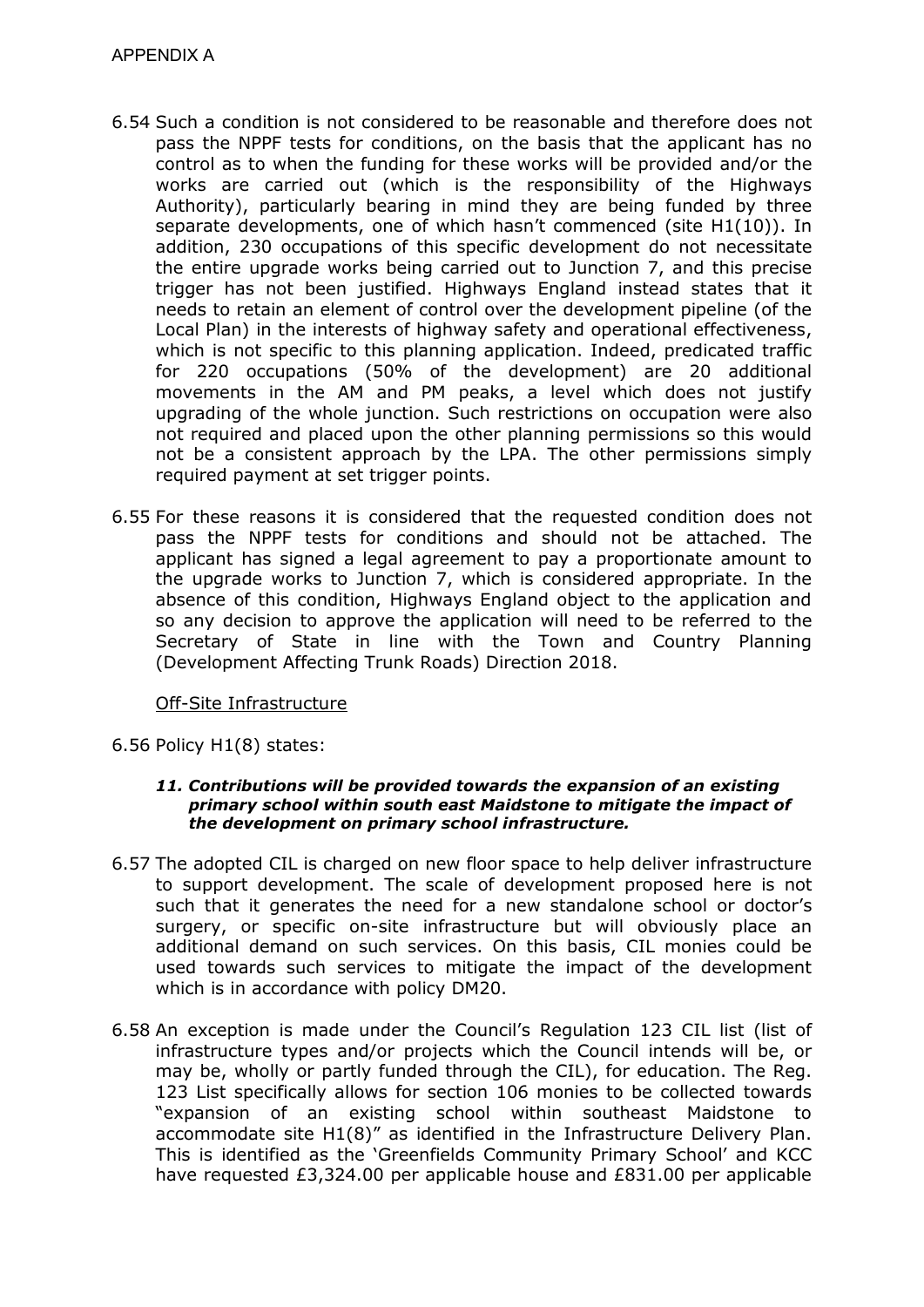APPENDIX A

6.54 Such a condition is not considered to be reasonable and therefore does not pass the NPPF tests for conditions, on the basis that the applicant has no control as to when the funding for these works will be provided and/or the works are carried out (which is the responsibility of the Highways Authority), particularly bearing in mind they are being funded by three separate developments, one of which hasn't commenced (site H1(10)). In addition, 230 occupations of this specific development do not necessitate the entire upgrade works being carried out to Junction 7, and this precise trigger has not been justified. Highways England instead states that it needs to retain an element of control over the development pipeline (of the Local Plan) in the interests of highway safety and operational effectiveness, which is not specific to this planning application. Indeed, predicated traffic for 220 occupations (50% of the development) are 20 additional movements in the AM and PM peaks, a level which does not justify upgrading of the whole junction. Such restrictions on occupation were also not required and placed upon the other planning permissions so this would not be a consistent approach by the LPA. The other permissions simply required payment at set trigger points.

6.55 For these reasons it is considered that the requested condition does not pass the NPPF tests for conditions and should not be attached. The applicant has signed a legal agreement to pay a proportionate amount to the upgrade works to Junction 7, which is considered appropriate. In the absence of this condition, Highways England object to the application and so any decision to approve the application will need to be referred to the Secretary of State in line with the Town and Country Planning (Development Affecting Trunk Roads) Direction 2018.

<u>Off-Site Infrastructure</u>

6.56 Policy H1(8) states:

> ***11. Contributions will be provided towards the expansion of an existing primary school within south east Maidstone to mitigate the impact of the development on primary school infrastructure.***

6.57 The adopted CIL is charged on new floor space to help deliver infrastructure to support development. The scale of development proposed here is not such that it generates the need for a new standalone school or doctor's surgery, or specific on-site infrastructure but will obviously place an additional demand on such services. On this basis, CIL monies could be used towards such services to mitigate the impact of the development which is in accordance with policy DM20.

6.58 An exception is made under the Council's Regulation 123 CIL list (list of infrastructure types and/or projects which the Council intends will be, or may be, wholly or partly funded through the CIL), for education. The Reg. 123 List specifically allows for section 106 monies to be collected towards "expansion of an existing school within southeast Maidstone to accommodate site H1(8)" as identified in the Infrastructure Delivery Plan. This is identified as the 'Greenfields Community Primary School' and KCC have requested £3,324.00 per applicable house and £831.00 per applicable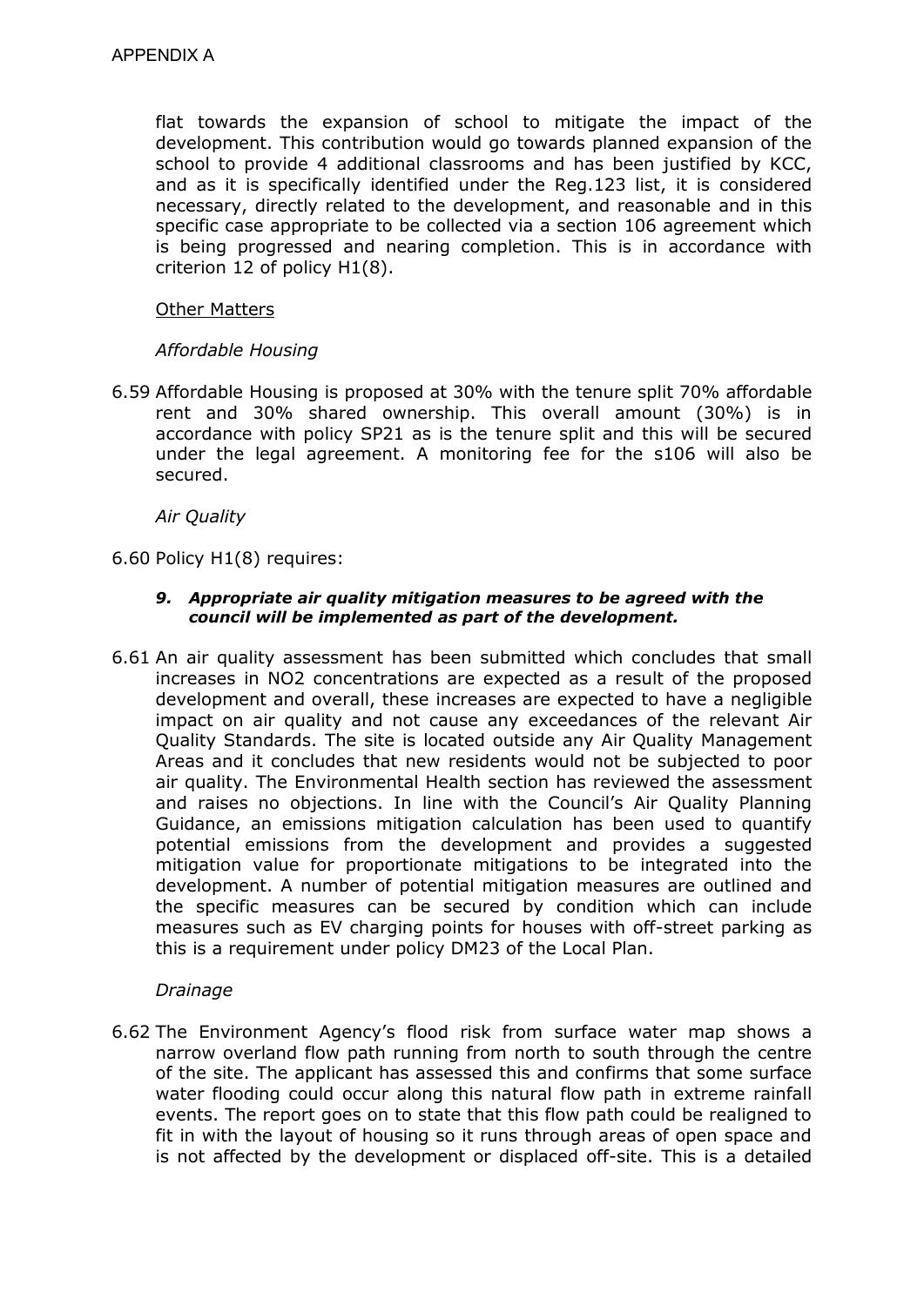flat towards the expansion of school to mitigate the impact of the development. This contribution would go towards planned expansion of the school to provide 4 additional classrooms and has been justified by KCC, and as it is specifically identified under the Reg.123 list, it is considered necessary, directly related to the development, and reasonable and in this specific case appropriate to be collected via a section 106 agreement which is being progressed and nearing completion. This is in accordance with criterion 12 of policy H1(8).

Other Matters

*Affordable Housing*

6.59 Affordable Housing is proposed at 30% with the tenure split 70% affordable rent and 30% shared ownership. This overall amount (30%) is in accordance with policy SP21 as is the tenure split and this will be secured under the legal agreement. A monitoring fee for the s106 will also be secured.

*Air Quality*

6.60 Policy H1(8) requires:

***9. Appropriate air quality mitigation measures to be agreed with the council will be implemented as part of the development.***

6.61 An air quality assessment has been submitted which concludes that small increases in $NO_2$ concentrations are expected as a result of the proposed development and overall, these increases are expected to have a negligible impact on air quality and not cause any exceedances of the relevant Air Quality Standards. The site is located outside any Air Quality Management Areas and it concludes that new residents would not be subjected to poor air quality. The Environmental Health section has reviewed the assessment and raises no objections. In line with the Council's Air Quality Planning Guidance, an emissions mitigation calculation has been used to quantify potential emissions from the development and provides a suggested mitigation value for proportionate mitigations to be integrated into the development. A number of potential mitigation measures are outlined and the specific measures can be secured by condition which can include measures such as EV charging points for houses with off-street parking as this is a requirement under policy DM23 of the Local Plan.

*Drainage*

6.62 The Environment Agency's flood risk from surface water map shows a narrow overland flow path running from north to south through the centre of the site. The applicant has assessed this and confirms that some surface water flooding could occur along this natural flow path in extreme rainfall events. The report goes on to state that this flow path could be realigned to fit in with the layout of housing so it runs through areas of open space and is not affected by the development or displaced off-site. This is a detailed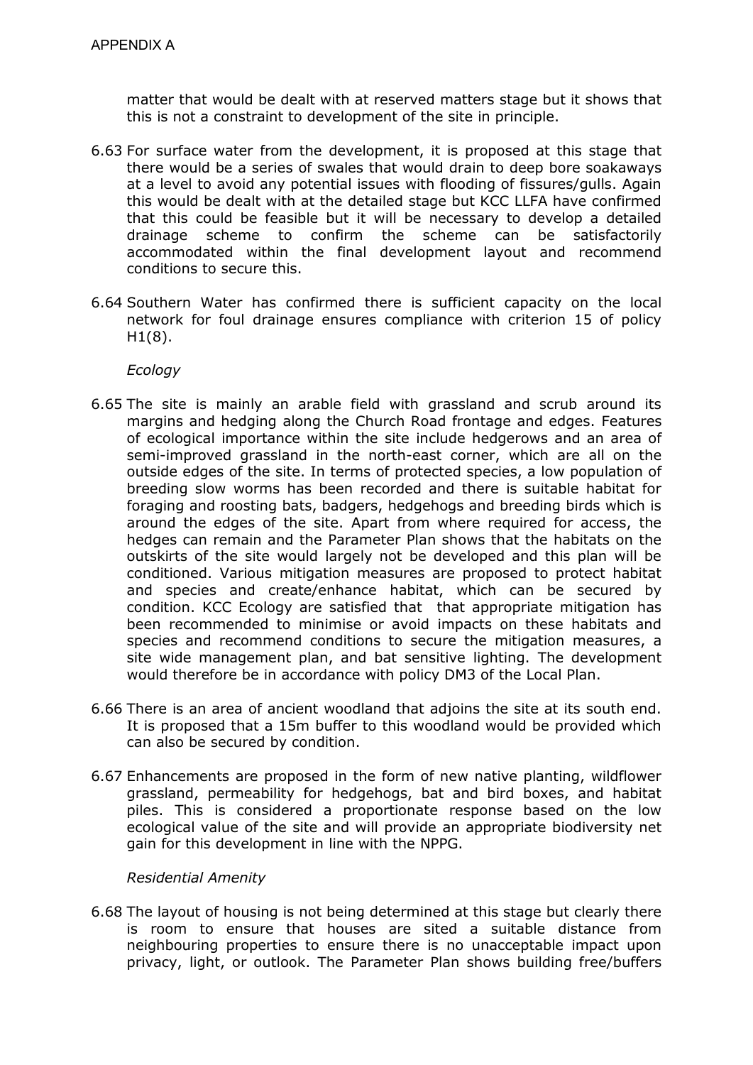matter that would be dealt with at reserved matters stage but it shows that this is not a constraint to development of the site in principle.

6.63 For surface water from the development, it is proposed at this stage that there would be a series of swales that would drain to deep bore soakaways at a level to avoid any potential issues with flooding of fissures/gulls. Again this would be dealt with at the detailed stage but KCC LLFA have confirmed that this could be feasible but it will be necessary to develop a detailed drainage scheme to confirm the scheme can be satisfactorily accommodated within the final development layout and recommend conditions to secure this.

6.64 Southern Water has confirmed there is sufficient capacity on the local network for foul drainage ensures compliance with criterion 15 of policy H1(8).

*Ecology*

6.65 The site is mainly an arable field with grassland and scrub around its margins and hedging along the Church Road frontage and edges. Features of ecological importance within the site include hedgerows and an area of semi-improved grassland in the north-east corner, which are all on the outside edges of the site. In terms of protected species, a low population of breeding slow worms has been recorded and there is suitable habitat for foraging and roosting bats, badgers, hedgehogs and breeding birds which is around the edges of the site. Apart from where required for access, the hedges can remain and the Parameter Plan shows that the habitats on the outskirts of the site would largely not be developed and this plan will be conditioned. Various mitigation measures are proposed to protect habitat and species and create/enhance habitat, which can be secured by condition. KCC Ecology are satisfied that that appropriate mitigation has been recommended to minimise or avoid impacts on these habitats and species and recommend conditions to secure the mitigation measures, a site wide management plan, and bat sensitive lighting. The development would therefore be in accordance with policy DM3 of the Local Plan.

6.66 There is an area of ancient woodland that adjoins the site at its south end. It is proposed that a 15m buffer to this woodland would be provided which can also be secured by condition.

6.67 Enhancements are proposed in the form of new native planting, wildflower grassland, permeability for hedgehogs, bat and bird boxes, and habitat piles. This is considered a proportionate response based on the low ecological value of the site and will provide an appropriate biodiversity net gain for this development in line with the NPPG.

*Residential Amenity*

6.68 The layout of housing is not being determined at this stage but clearly there is room to ensure that houses are sited a suitable distance from neighbouring properties to ensure there is no unacceptable impact upon privacy, light, or outlook. The Parameter Plan shows building free/buffers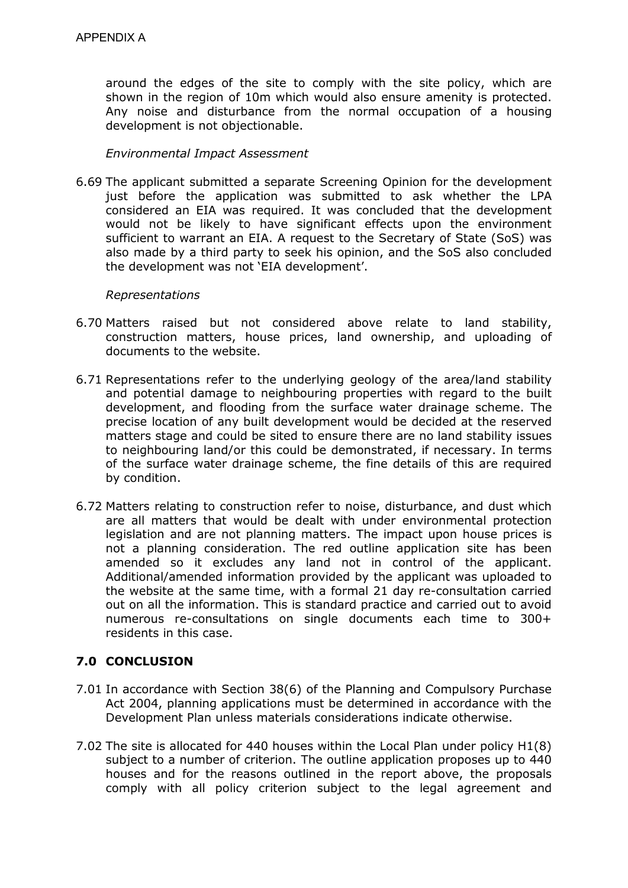around the edges of the site to comply with the site policy, which are shown in the region of 10m which would also ensure amenity is protected. Any noise and disturbance from the normal occupation of a housing development is not objectionable.

*Environmental Impact Assessment*

6.69 The applicant submitted a separate Screening Opinion for the development just before the application was submitted to ask whether the LPA considered an EIA was required. It was concluded that the development would not be likely to have significant effects upon the environment sufficient to warrant an EIA. A request to the Secretary of State (SoS) was also made by a third party to seek his opinion, and the SoS also concluded the development was not 'EIA development'.

*Representations*

6.70 Matters raised but not considered above relate to land stability, construction matters, house prices, land ownership, and uploading of documents to the website.

6.71 Representations refer to the underlying geology of the area/land stability and potential damage to neighbouring properties with regard to the built development, and flooding from the surface water drainage scheme. The precise location of any built development would be decided at the reserved matters stage and could be sited to ensure there are no land stability issues to neighbouring land/or this could be demonstrated, if necessary. In terms of the surface water drainage scheme, the fine details of this are required by condition.

6.72 Matters relating to construction refer to noise, disturbance, and dust which are all matters that would be dealt with under environmental protection legislation and are not planning matters. The impact upon house prices is not a planning consideration. The red outline application site has been amended so it excludes any land not in control of the applicant. Additional/amended information provided by the applicant was uploaded to the website at the same time, with a formal 21 day re-consultation carried out on all the information. This is standard practice and carried out to avoid numerous re-consultations on single documents each time to 300+ residents in this case.

## 7.0 CONCLUSION

7.01 In accordance with Section 38(6) of the Planning and Compulsory Purchase Act 2004, planning applications must be determined in accordance with the Development Plan unless materials considerations indicate otherwise.

7.02 The site is allocated for 440 houses within the Local Plan under policy H1(8) subject to a number of criterion. The outline application proposes up to 440 houses and for the reasons outlined in the report above, the proposals comply with all policy criterion subject to the legal agreement and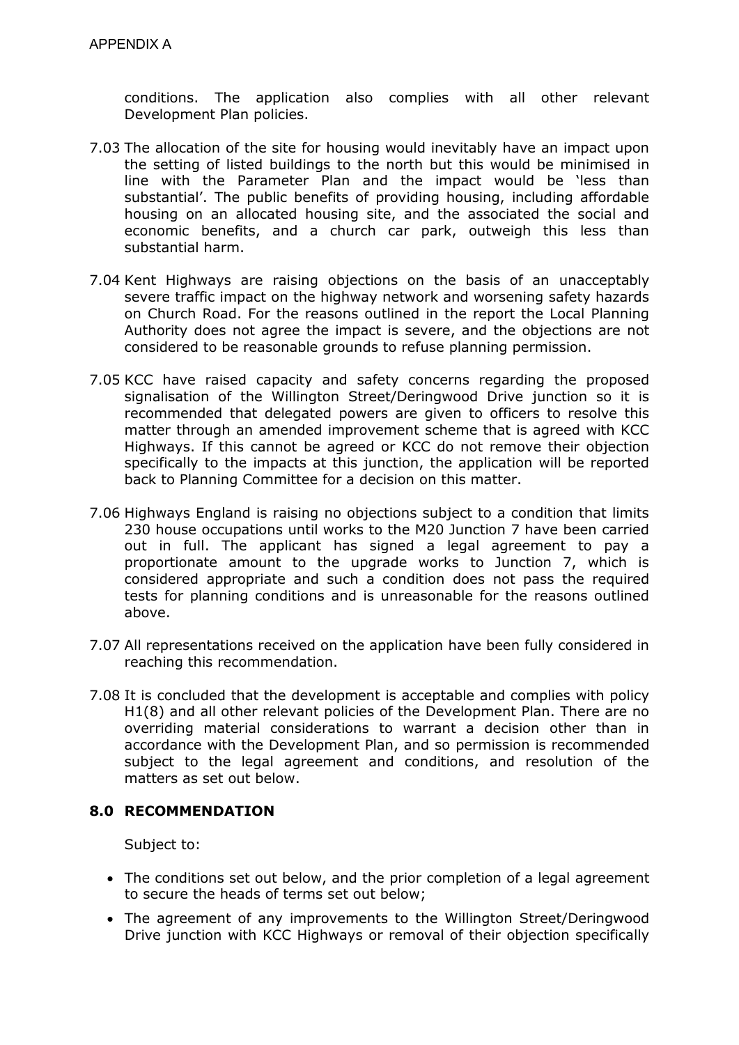APPENDIX A

conditions. The application also complies with all other relevant Development Plan policies.

7.03 The allocation of the site for housing would inevitably have an impact upon the setting of listed buildings to the north but this would be minimised in line with the Parameter Plan and the impact would be 'less than substantial'. The public benefits of providing housing, including affordable housing on an allocated housing site, and the associated the social and economic benefits, and a church car park, outweigh this less than substantial harm.

7.04 Kent Highways are raising objections on the basis of an unacceptably severe traffic impact on the highway network and worsening safety hazards on Church Road. For the reasons outlined in the report the Local Planning Authority does not agree the impact is severe, and the objections are not considered to be reasonable grounds to refuse planning permission.

7.05 KCC have raised capacity and safety concerns regarding the proposed signalisation of the Willington Street/Deringwood Drive junction so it is recommended that delegated powers are given to officers to resolve this matter through an amended improvement scheme that is agreed with KCC Highways. If this cannot be agreed or KCC do not remove their objection specifically to the impacts at this junction, the application will be reported back to Planning Committee for a decision on this matter.

7.06 Highways England is raising no objections subject to a condition that limits 230 house occupations until works to the M20 Junction 7 have been carried out in full. The applicant has signed a legal agreement to pay a proportionate amount to the upgrade works to Junction 7, which is considered appropriate and such a condition does not pass the required tests for planning conditions and is unreasonable for the reasons outlined above.

7.07 All representations received on the application have been fully considered in reaching this recommendation.

7.08 It is concluded that the development is acceptable and complies with policy H1(8) and all other relevant policies of the Development Plan. There are no overriding material considerations to warrant a decision other than in accordance with the Development Plan, and so permission is recommended subject to the legal agreement and conditions, and resolution of the matters as set out below.

## 8.0 RECOMMENDATION

Subject to:

- The conditions set out below, and the prior completion of a legal agreement to secure the heads of terms set out below;
- The agreement of any improvements to the Willington Street/Deringwood Drive junction with KCC Highways or removal of their objection specifically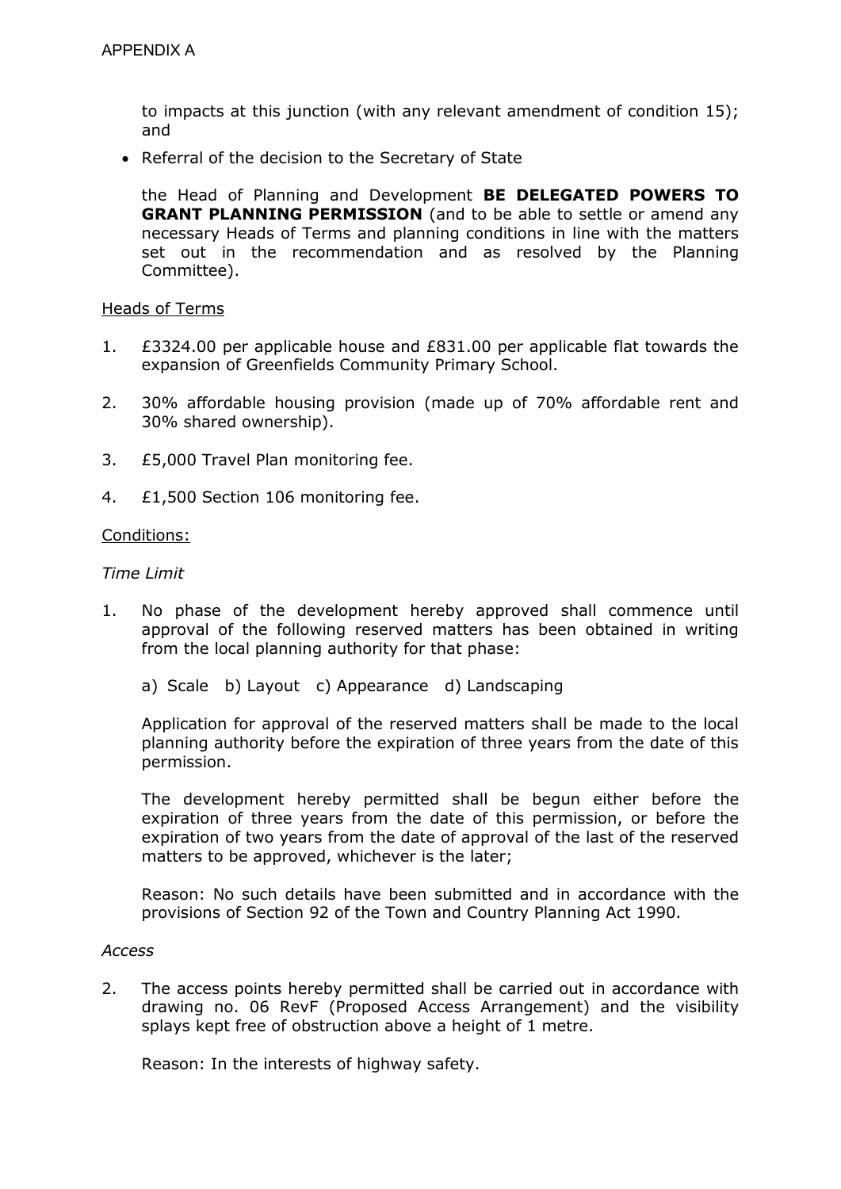to impacts at this junction (with any relevant amendment of condition 15); and

- Referral of the decision to the Secretary of State

the Head of Planning and Development **BE DELEGATED POWERS TO GRANT PLANNING PERMISSION** (and to be able to settle or amend any necessary Heads of Terms and planning conditions in line with the matters set out in the recommendation and as resolved by the Planning Committee).

<u>Heads of Terms</u>

1. £3324.00 per applicable house and £831.00 per applicable flat towards the expansion of Greenfields Community Primary School.
2. 30% affordable housing provision (made up of 70% affordable rent and 30% shared ownership).
3. £5,000 Travel Plan monitoring fee.
4. £1,500 Section 106 monitoring fee.

<u>Conditions:</u>

*Time Limit*

1. No phase of the development hereby approved shall commence until approval of the following reserved matters has been obtained in writing from the local planning authority for that phase:

   a) Scale b) Layout c) Appearance d) Landscaping

   Application for approval of the reserved matters shall be made to the local planning authority before the expiration of three years from the date of this permission.

   The development hereby permitted shall be begun either before the expiration of three years from the date of this permission, or before the expiration of two years from the date of approval of the last of the reserved matters to be approved, whichever is the later;

   Reason: No such details have been submitted and in accordance with the provisions of Section 92 of the Town and Country Planning Act 1990.

*Access*

2. The access points hereby permitted shall be carried out in accordance with drawing no. 06 RevF (Proposed Access Arrangement) and the visibility splays kept free of obstruction above a height of 1 metre.

   Reason: In the interests of highway safety.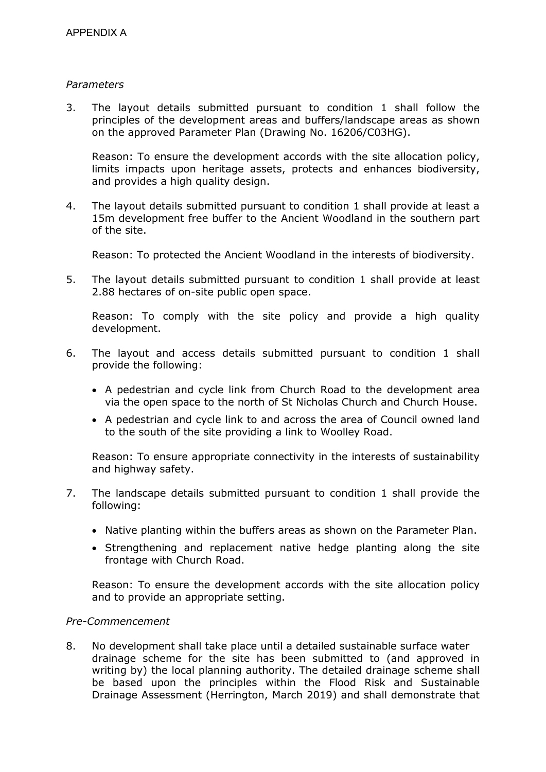APPENDIX A

*Parameters*

3. The layout details submitted pursuant to condition 1 shall follow the principles of the development areas and buffers/landscape areas as shown on the approved Parameter Plan (Drawing No. 16206/C03HG).

   Reason: To ensure the development accords with the site allocation policy, limits impacts upon heritage assets, protects and enhances biodiversity, and provides a high quality design.

4. The layout details submitted pursuant to condition 1 shall provide at least a 15m development free buffer to the Ancient Woodland in the southern part of the site.

   Reason: To protected the Ancient Woodland in the interests of biodiversity.

5. The layout details submitted pursuant to condition 1 shall provide at least 2.88 hectares of on-site public open space.

   Reason: To comply with the site policy and provide a high quality development.

6. The layout and access details submitted pursuant to condition 1 shall provide the following:

   - A pedestrian and cycle link from Church Road to the development area via the open space to the north of St Nicholas Church and Church House.
   - A pedestrian and cycle link to and across the area of Council owned land to the south of the site providing a link to Woolley Road.

   Reason: To ensure appropriate connectivity in the interests of sustainability and highway safety.

7. The landscape details submitted pursuant to condition 1 shall provide the following:

   - Native planting within the buffers areas as shown on the Parameter Plan.
   - Strengthening and replacement native hedge planting along the site frontage with Church Road.

   Reason: To ensure the development accords with the site allocation policy and to provide an appropriate setting.

*Pre-Commencement*

8. No development shall take place until a detailed sustainable surface water drainage scheme for the site has been submitted to (and approved in writing by) the local planning authority. The detailed drainage scheme shall be based upon the principles within the Flood Risk and Sustainable Drainage Assessment (Herrington, March 2019) and shall demonstrate that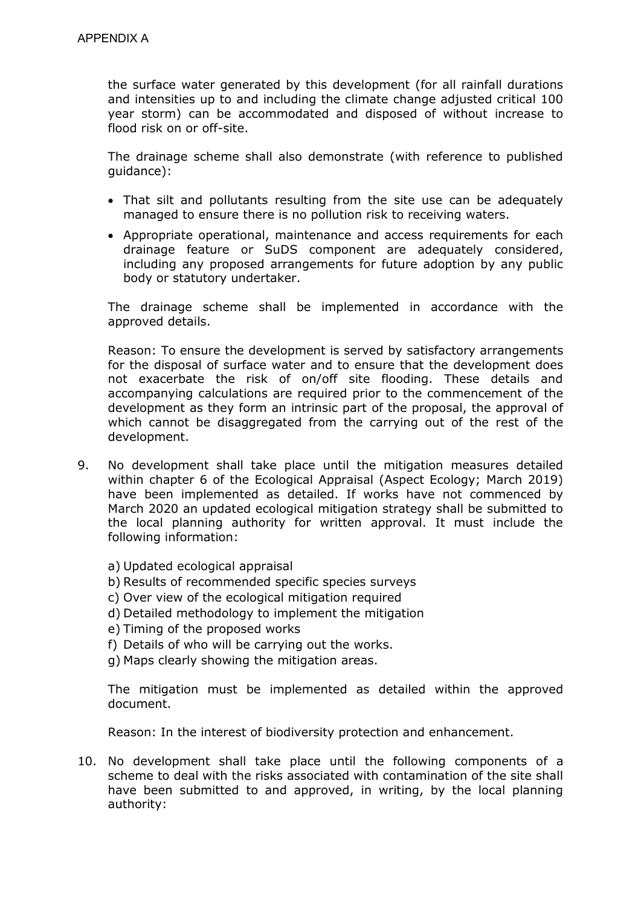the surface water generated by this development (for all rainfall durations and intensities up to and including the climate change adjusted critical 100 year storm) can be accommodated and disposed of without increase to flood risk on or off-site.

The drainage scheme shall also demonstrate (with reference to published guidance):

- That silt and pollutants resulting from the site use can be adequately managed to ensure there is no pollution risk to receiving waters.
- Appropriate operational, maintenance and access requirements for each drainage feature or SuDS component are adequately considered, including any proposed arrangements for future adoption by any public body or statutory undertaker.

The drainage scheme shall be implemented in accordance with the approved details.

Reason: To ensure the development is served by satisfactory arrangements for the disposal of surface water and to ensure that the development does not exacerbate the risk of on/off site flooding. These details and accompanying calculations are required prior to the commencement of the development as they form an intrinsic part of the proposal, the approval of which cannot be disaggregated from the carrying out of the rest of the development.

9. No development shall take place until the mitigation measures detailed within chapter 6 of the Ecological Appraisal (Aspect Ecology; March 2019) have been implemented as detailed. If works have not commenced by March 2020 an updated ecological mitigation strategy shall be submitted to the local planning authority for written approval. It must include the following information:

   a) Updated ecological appraisal
   b) Results of recommended specific species surveys
   c) Over view of the ecological mitigation required
   d) Detailed methodology to implement the mitigation
   e) Timing of the proposed works
   f) Details of who will be carrying out the works.
   g) Maps clearly showing the mitigation areas.

   The mitigation must be implemented as detailed within the approved document.

   Reason: In the interest of biodiversity protection and enhancement.

10. No development shall take place until the following components of a scheme to deal with the risks associated with contamination of the site shall have been submitted to and approved, in writing, by the local planning authority: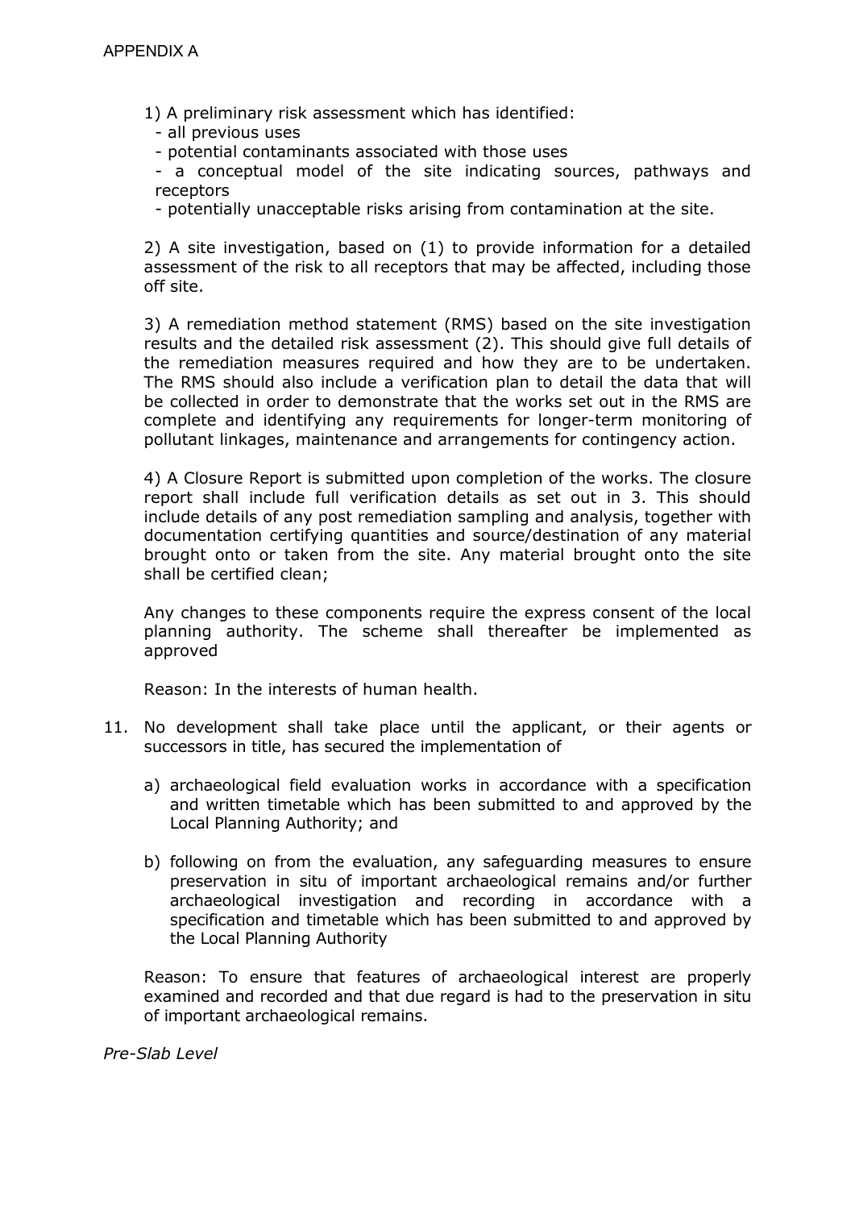APPENDIX A

1) A preliminary risk assessment which has identified:
  - all previous uses
  - potential contaminants associated with those uses
  - a conceptual model of the site indicating sources, pathways and receptors
  - potentially unacceptable risks arising from contamination at the site.

2) A site investigation, based on (1) to provide information for a detailed assessment of the risk to all receptors that may be affected, including those off site.

3) A remediation method statement (RMS) based on the site investigation results and the detailed risk assessment (2). This should give full details of the remediation measures required and how they are to be undertaken. The RMS should also include a verification plan to detail the data that will be collected in order to demonstrate that the works set out in the RMS are complete and identifying any requirements for longer-term monitoring of pollutant linkages, maintenance and arrangements for contingency action.

4) A Closure Report is submitted upon completion of the works. The closure report shall include full verification details as set out in 3. This should include details of any post remediation sampling and analysis, together with documentation certifying quantities and source/destination of any material brought onto or taken from the site. Any material brought onto the site shall be certified clean;

Any changes to these components require the express consent of the local planning authority. The scheme shall thereafter be implemented as approved

Reason: In the interests of human health.

11. No development shall take place until the applicant, or their agents or successors in title, has secured the implementation of

    a) archaeological field evaluation works in accordance with a specification and written timetable which has been submitted to and approved by the Local Planning Authority; and

    b) following on from the evaluation, any safeguarding measures to ensure preservation in situ of important archaeological remains and/or further archaeological investigation and recording in accordance with a specification and timetable which has been submitted to and approved by the Local Planning Authority

    Reason: To ensure that features of archaeological interest are properly examined and recorded and that due regard is had to the preservation in situ of important archaeological remains.

*Pre-Slab Level*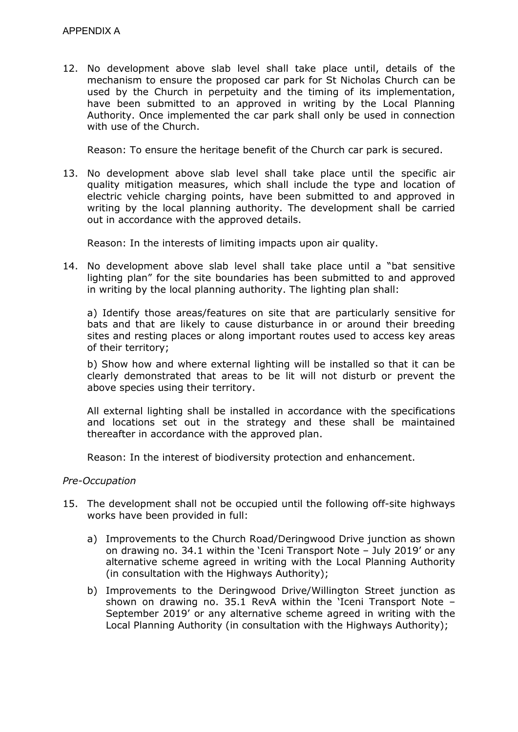APPENDIX A

12. No development above slab level shall take place until, details of the mechanism to ensure the proposed car park for St Nicholas Church can be used by the Church in perpetuity and the timing of its implementation, have been submitted to an approved in writing by the Local Planning Authority. Once implemented the car park shall only be used in connection with use of the Church.

    Reason: To ensure the heritage benefit of the Church car park is secured.

13. No development above slab level shall take place until the specific air quality mitigation measures, which shall include the type and location of electric vehicle charging points, have been submitted to and approved in writing by the local planning authority. The development shall be carried out in accordance with the approved details.

    Reason: In the interests of limiting impacts upon air quality.

14. No development above slab level shall take place until a "bat sensitive lighting plan" for the site boundaries has been submitted to and approved in writing by the local planning authority. The lighting plan shall:

    a) Identify those areas/features on site that are particularly sensitive for bats and that are likely to cause disturbance in or around their breeding sites and resting places or along important routes used to access key areas of their territory;

    b) Show how and where external lighting will be installed so that it can be clearly demonstrated that areas to be lit will not disturb or prevent the above species using their territory.

    All external lighting shall be installed in accordance with the specifications and locations set out in the strategy and these shall be maintained thereafter in accordance with the approved plan.

    Reason: In the interest of biodiversity protection and enhancement.

*Pre-Occupation*

15. The development shall not be occupied until the following off-site highways works have been provided in full:

    a) Improvements to the Church Road/Deringwood Drive junction as shown on drawing no. 34.1 within the 'Iceni Transport Note – July 2019' or any alternative scheme agreed in writing with the Local Planning Authority (in consultation with the Highways Authority);

    b) Improvements to the Deringwood Drive/Willington Street junction as shown on drawing no. 35.1 RevA within the 'Iceni Transport Note – September 2019' or any alternative scheme agreed in writing with the Local Planning Authority (in consultation with the Highways Authority);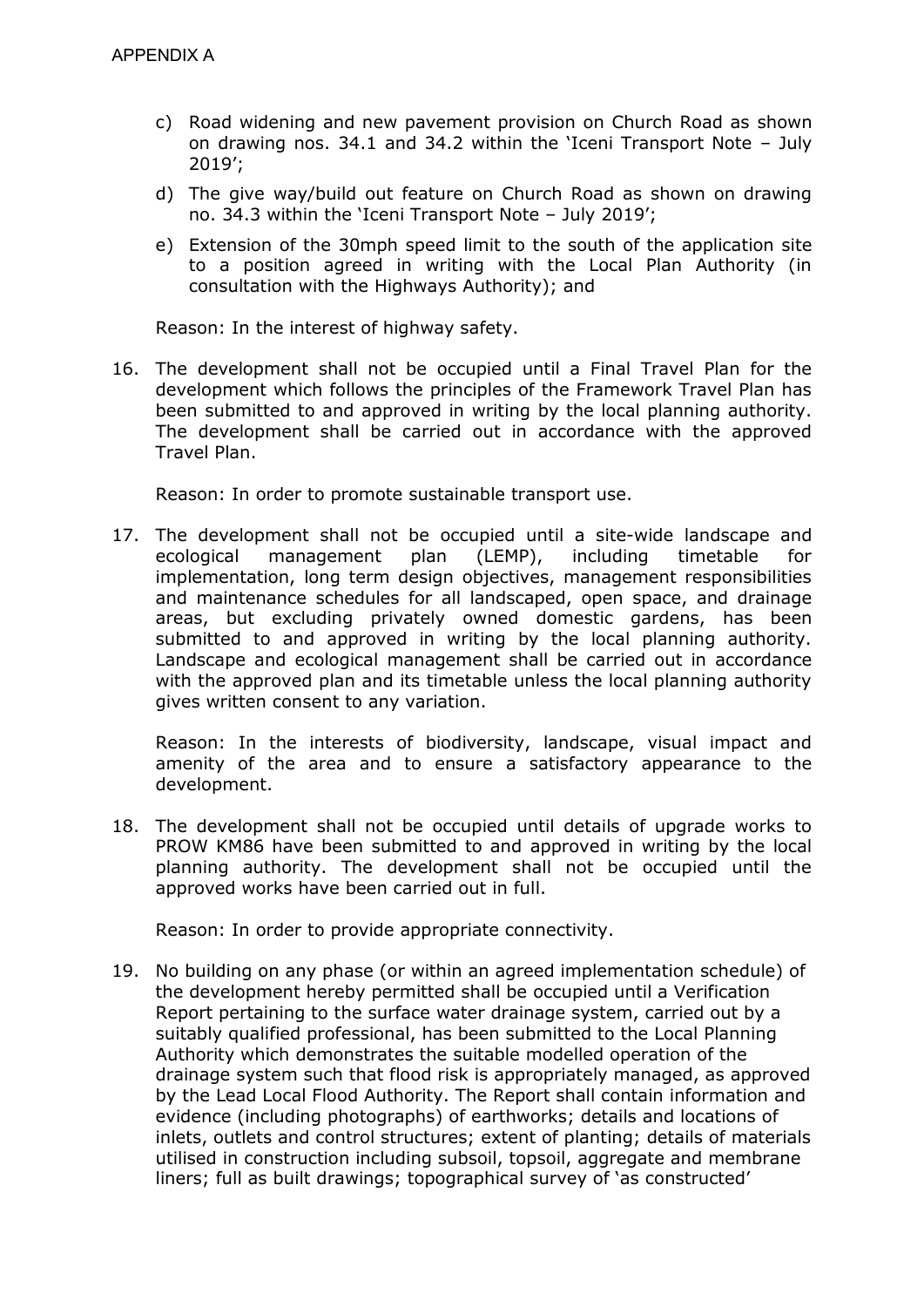APPENDIX A

c) Road widening and new pavement provision on Church Road as shown on drawing nos. 34.1 and 34.2 within the 'Iceni Transport Note – July 2019';

d) The give way/build out feature on Church Road as shown on drawing no. 34.3 within the 'Iceni Transport Note – July 2019';

e) Extension of the 30mph speed limit to the south of the application site to a position agreed in writing with the Local Plan Authority (in consultation with the Highways Authority); and

Reason: In the interest of highway safety.

16. The development shall not be occupied until a Final Travel Plan for the development which follows the principles of the Framework Travel Plan has been submitted to and approved in writing by the local planning authority. The development shall be carried out in accordance with the approved Travel Plan.

    Reason: In order to promote sustainable transport use.

17. The development shall not be occupied until a site-wide landscape and ecological management plan (LEMP), including timetable for implementation, long term design objectives, management responsibilities and maintenance schedules for all landscaped, open space, and drainage areas, but excluding privately owned domestic gardens, has been submitted to and approved in writing by the local planning authority. Landscape and ecological management shall be carried out in accordance with the approved plan and its timetable unless the local planning authority gives written consent to any variation.

    Reason: In the interests of biodiversity, landscape, visual impact and amenity of the area and to ensure a satisfactory appearance to the development.

18. The development shall not be occupied until details of upgrade works to PROW KM86 have been submitted to and approved in writing by the local planning authority. The development shall not be occupied until the approved works have been carried out in full.

    Reason: In order to provide appropriate connectivity.

19. No building on any phase (or within an agreed implementation schedule) of the development hereby permitted shall be occupied until a Verification Report pertaining to the surface water drainage system, carried out by a suitably qualified professional, has been submitted to the Local Planning Authority which demonstrates the suitable modelled operation of the drainage system such that flood risk is appropriately managed, as approved by the Lead Local Flood Authority. The Report shall contain information and evidence (including photographs) of earthworks; details and locations of inlets, outlets and control structures; extent of planting; details of materials utilised in construction including subsoil, topsoil, aggregate and membrane liners; full as built drawings; topographical survey of 'as constructed'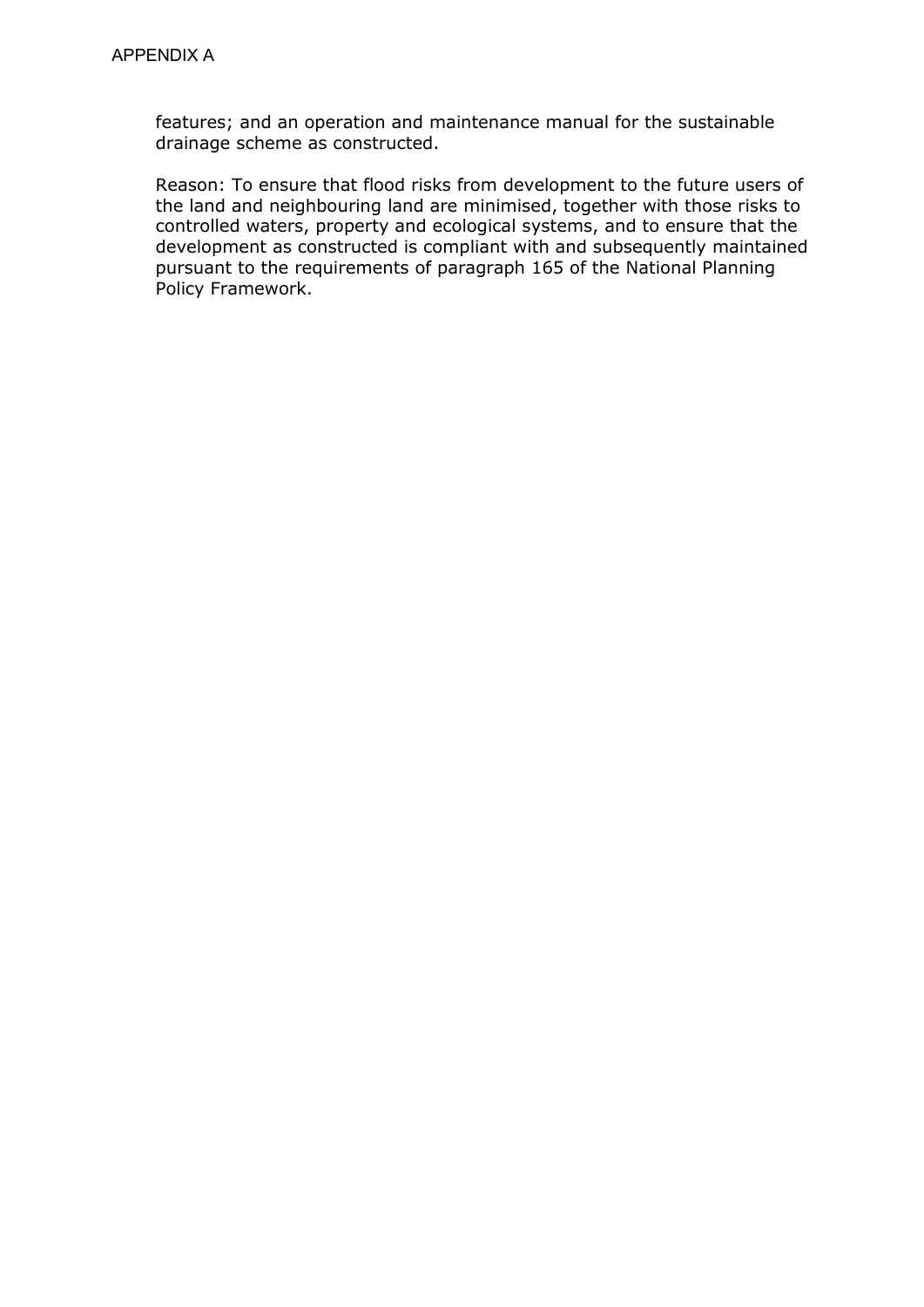features; and an operation and maintenance manual for the sustainable drainage scheme as constructed.

Reason: To ensure that flood risks from development to the future users of the land and neighbouring land are minimised, together with those risks to controlled waters, property and ecological systems, and to ensure that the development as constructed is compliant with and subsequently maintained pursuant to the requirements of paragraph 165 of the National Planning Policy Framework.